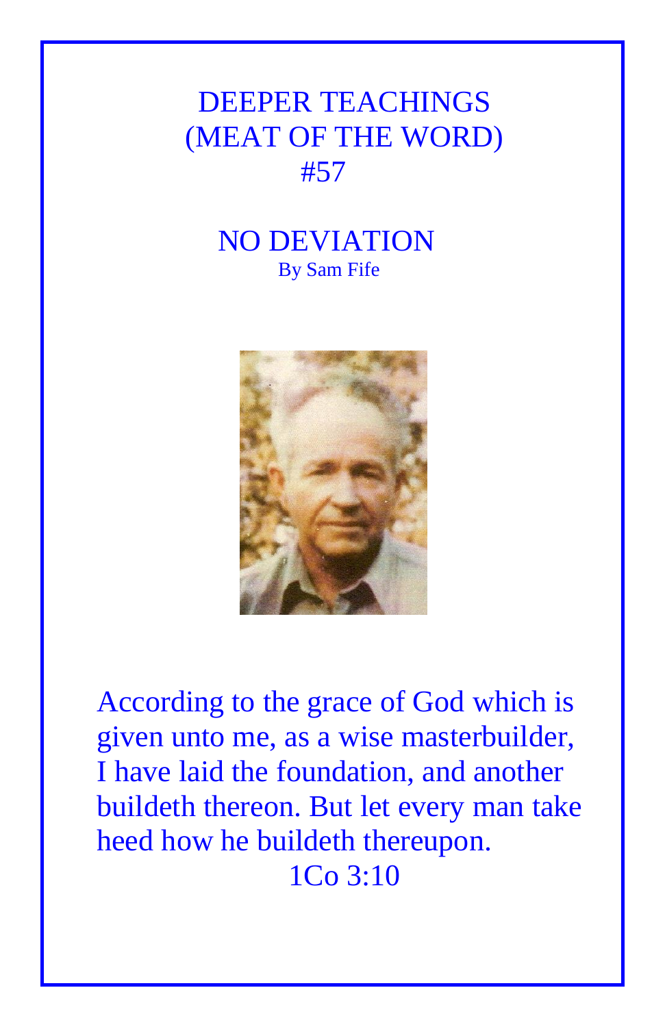# DEEPER TEACHINGS
# (MEAT OF THE WORD)
# #57

## NO DEVIATION

By Sam Fife

According to the grace of God which is given unto me, as a wise masterbuilder, I have laid the foundation, and another buildeth thereon. But let every man take heed how he buildeth thereupon.

1Co 3:10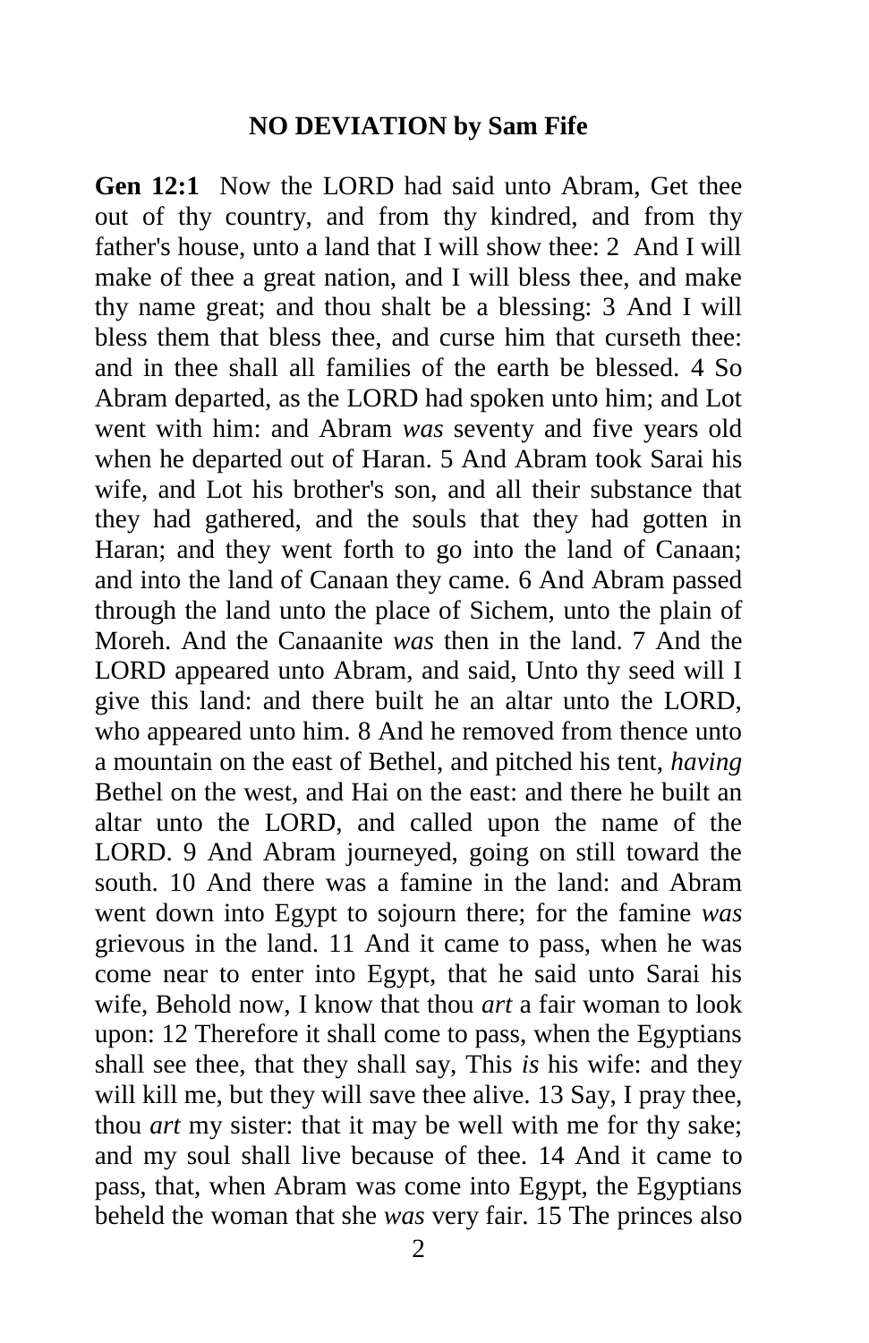**NO DEVIATION by Sam Fife**

**Gen 12:1** Now the LORD had said unto Abram, Get thee out of thy country, and from thy kindred, and from thy father's house, unto a land that I will show thee: 2 And I will make of thee a great nation, and I will bless thee, and make thy name great; and thou shalt be a blessing: 3 And I will bless them that bless thee, and curse him that curseth thee: and in thee shall all families of the earth be blessed. 4 So Abram departed, as the LORD had spoken unto him; and Lot went with him: and Abram *was* seventy and five years old when he departed out of Haran. 5 And Abram took Sarai his wife, and Lot his brother's son, and all their substance that they had gathered, and the souls that they had gotten in Haran; and they went forth to go into the land of Canaan; and into the land of Canaan they came. 6 And Abram passed through the land unto the place of Sichem, unto the plain of Moreh. And the Canaanite *was* then in the land. 7 And the LORD appeared unto Abram, and said, Unto thy seed will I give this land: and there built he an altar unto the LORD, who appeared unto him. 8 And he removed from thence unto a mountain on the east of Bethel, and pitched his tent, *having* Bethel on the west, and Hai on the east: and there he built an altar unto the LORD, and called upon the name of the LORD. 9 And Abram journeyed, going on still toward the south. 10 And there was a famine in the land: and Abram went down into Egypt to sojourn there; for the famine *was* grievous in the land. 11 And it came to pass, when he was come near to enter into Egypt, that he said unto Sarai his wife, Behold now, I know that thou *art* a fair woman to look upon: 12 Therefore it shall come to pass, when the Egyptians shall see thee, that they shall say, This *is* his wife: and they will kill me, but they will save thee alive. 13 Say, I pray thee, thou *art* my sister: that it may be well with me for thy sake; and my soul shall live because of thee. 14 And it came to pass, that, when Abram was come into Egypt, the Egyptians beheld the woman that she *was* very fair. 15 The princes also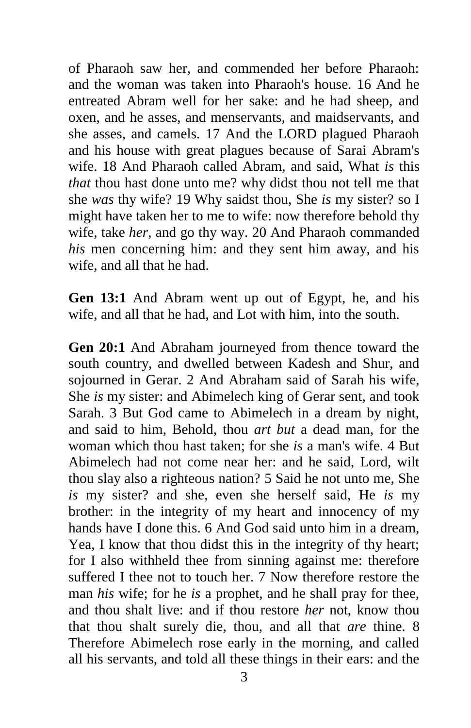of Pharaoh saw her, and commended her before Pharaoh: and the woman was taken into Pharaoh's house. 16 And he entreated Abram well for her sake: and he had sheep, and oxen, and he asses, and menservants, and maidservants, and she asses, and camels. 17 And the LORD plagued Pharaoh and his house with great plagues because of Sarai Abram's wife. 18 And Pharaoh called Abram, and said, What *is* this *that* thou hast done unto me? why didst thou not tell me that she *was* thy wife? 19 Why saidst thou, She *is* my sister? so I might have taken her to me to wife: now therefore behold thy wife, take *her*, and go thy way. 20 And Pharaoh commanded *his* men concerning him: and they sent him away, and his wife, and all that he had.

**Gen 13:1** And Abram went up out of Egypt, he, and his wife, and all that he had, and Lot with him, into the south.

**Gen 20:1** And Abraham journeyed from thence toward the south country, and dwelled between Kadesh and Shur, and sojourned in Gerar. 2 And Abraham said of Sarah his wife, She *is* my sister: and Abimelech king of Gerar sent, and took Sarah. 3 But God came to Abimelech in a dream by night, and said to him, Behold, thou *art but* a dead man, for the woman which thou hast taken; for she *is* a man's wife. 4 But Abimelech had not come near her: and he said, Lord, wilt thou slay also a righteous nation? 5 Said he not unto me, She *is* my sister? and she, even she herself said, He *is* my brother: in the integrity of my heart and innocency of my hands have I done this. 6 And God said unto him in a dream, Yea, I know that thou didst this in the integrity of thy heart; for I also withheld thee from sinning against me: therefore suffered I thee not to touch her. 7 Now therefore restore the man *his* wife; for he *is* a prophet, and he shall pray for thee, and thou shalt live: and if thou restore *her* not, know thou that thou shalt surely die, thou, and all that *are* thine. 8 Therefore Abimelech rose early in the morning, and called all his servants, and told all these things in their ears: and the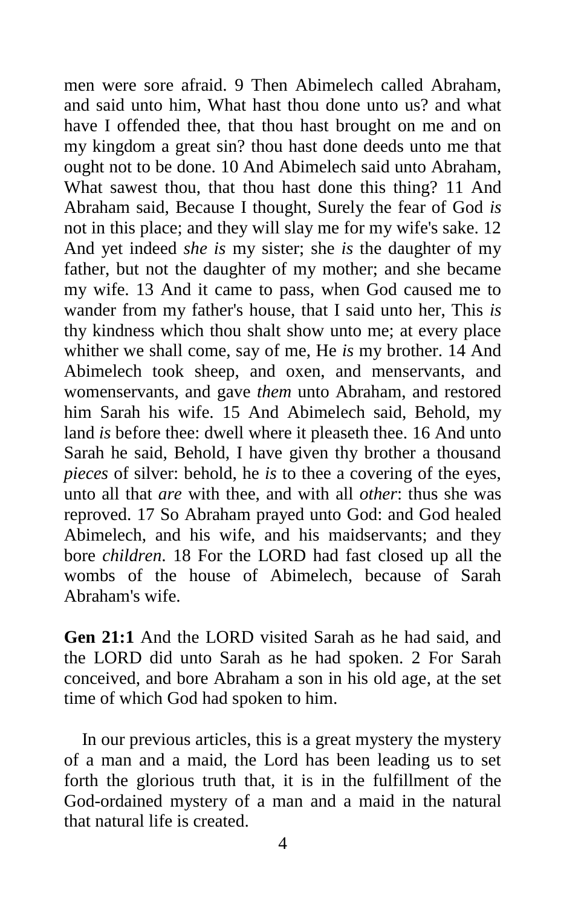men were sore afraid. 9 Then Abimelech called Abraham, and said unto him, What hast thou done unto us? and what have I offended thee, that thou hast brought on me and on my kingdom a great sin? thou hast done deeds unto me that ought not to be done. 10 And Abimelech said unto Abraham, What sawest thou, that thou hast done this thing? 11 And Abraham said, Because I thought, Surely the fear of God *is* not in this place; and they will slay me for my wife's sake. 12 And yet indeed *she is* my sister; she *is* the daughter of my father, but not the daughter of my mother; and she became my wife. 13 And it came to pass, when God caused me to wander from my father's house, that I said unto her, This *is* thy kindness which thou shalt show unto me; at every place whither we shall come, say of me, He *is* my brother. 14 And Abimelech took sheep, and oxen, and menservants, and womenservants, and gave *them* unto Abraham, and restored him Sarah his wife. 15 And Abimelech said, Behold, my land *is* before thee: dwell where it pleaseth thee. 16 And unto Sarah he said, Behold, I have given thy brother a thousand *pieces* of silver: behold, he *is* to thee a covering of the eyes, unto all that *are* with thee, and with all *other*: thus she was reproved. 17 So Abraham prayed unto God: and God healed Abimelech, and his wife, and his maidservants; and they bore *children*. 18 For the LORD had fast closed up all the wombs of the house of Abimelech, because of Sarah Abraham's wife.

**Gen 21:1** And the LORD visited Sarah as he had said, and the LORD did unto Sarah as he had spoken. 2 For Sarah conceived, and bore Abraham a son in his old age, at the set time of which God had spoken to him.

In our previous articles, this is a great mystery the mystery of a man and a maid, the Lord has been leading us to set forth the glorious truth that, it is in the fulfillment of the God-ordained mystery of a man and a maid in the natural that natural life is created.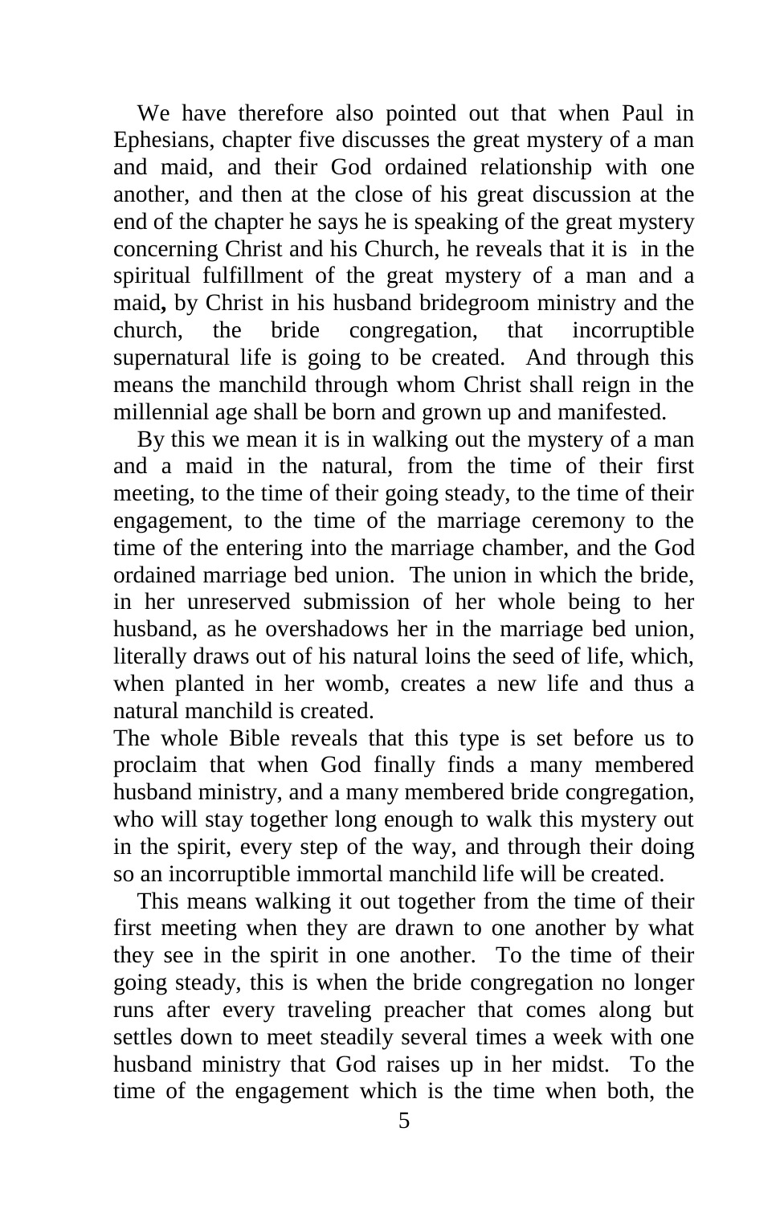We have therefore also pointed out that when Paul in Ephesians, chapter five discusses the great mystery of a man and maid, and their God ordained relationship with one another, and then at the close of his great discussion at the end of the chapter he says he is speaking of the great mystery concerning Christ and his Church, he reveals that it is in the spiritual fulfillment of the great mystery of a man and a maid**,** by Christ in his husband bridegroom ministry and the church, the bride congregation, that incorruptible supernatural life is going to be created. And through this means the manchild through whom Christ shall reign in the millennial age shall be born and grown up and manifested.

By this we mean it is in walking out the mystery of a man and a maid in the natural, from the time of their first meeting, to the time of their going steady, to the time of their engagement, to the time of the marriage ceremony to the time of the entering into the marriage chamber, and the God ordained marriage bed union. The union in which the bride, in her unreserved submission of her whole being to her husband, as he overshadows her in the marriage bed union, literally draws out of his natural loins the seed of life, which, when planted in her womb, creates a new life and thus a natural manchild is created.

The whole Bible reveals that this type is set before us to proclaim that when God finally finds a many membered husband ministry, and a many membered bride congregation, who will stay together long enough to walk this mystery out in the spirit, every step of the way, and through their doing so an incorruptible immortal manchild life will be created.

This means walking it out together from the time of their first meeting when they are drawn to one another by what they see in the spirit in one another. To the time of their going steady, this is when the bride congregation no longer runs after every traveling preacher that comes along but settles down to meet steadily several times a week with one husband ministry that God raises up in her midst. To the time of the engagement which is the time when both, the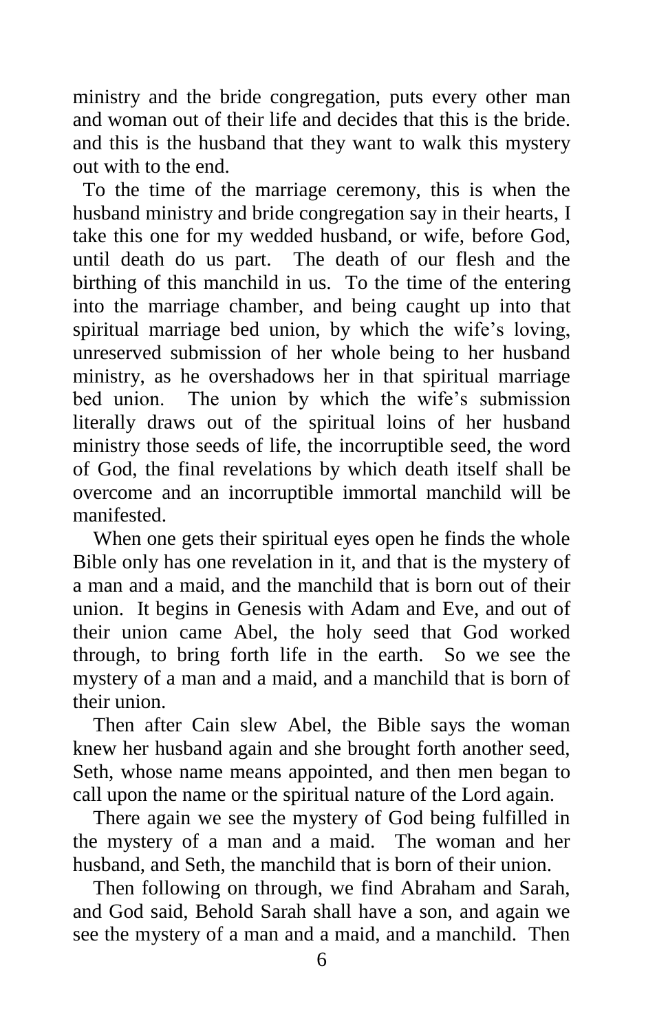ministry and the bride congregation, puts every other man and woman out of their life and decides that this is the bride. and this is the husband that they want to walk this mystery out with to the end.

To the time of the marriage ceremony, this is when the husband ministry and bride congregation say in their hearts, I take this one for my wedded husband, or wife, before God, until death do us part. The death of our flesh and the birthing of this manchild in us. To the time of the entering into the marriage chamber, and being caught up into that spiritual marriage bed union, by which the wife's loving, unreserved submission of her whole being to her husband ministry, as he overshadows her in that spiritual marriage bed union. The union by which the wife's submission literally draws out of the spiritual loins of her husband ministry those seeds of life, the incorruptible seed, the word of God, the final revelations by which death itself shall be overcome and an incorruptible immortal manchild will be manifested.

When one gets their spiritual eyes open he finds the whole Bible only has one revelation in it, and that is the mystery of a man and a maid, and the manchild that is born out of their union. It begins in Genesis with Adam and Eve, and out of their union came Abel, the holy seed that God worked through, to bring forth life in the earth. So we see the mystery of a man and a maid, and a manchild that is born of their union.

Then after Cain slew Abel, the Bible says the woman knew her husband again and she brought forth another seed, Seth, whose name means appointed, and then men began to call upon the name or the spiritual nature of the Lord again.

There again we see the mystery of God being fulfilled in the mystery of a man and a maid. The woman and her husband, and Seth, the manchild that is born of their union.

Then following on through, we find Abraham and Sarah, and God said, Behold Sarah shall have a son, and again we see the mystery of a man and a maid, and a manchild. Then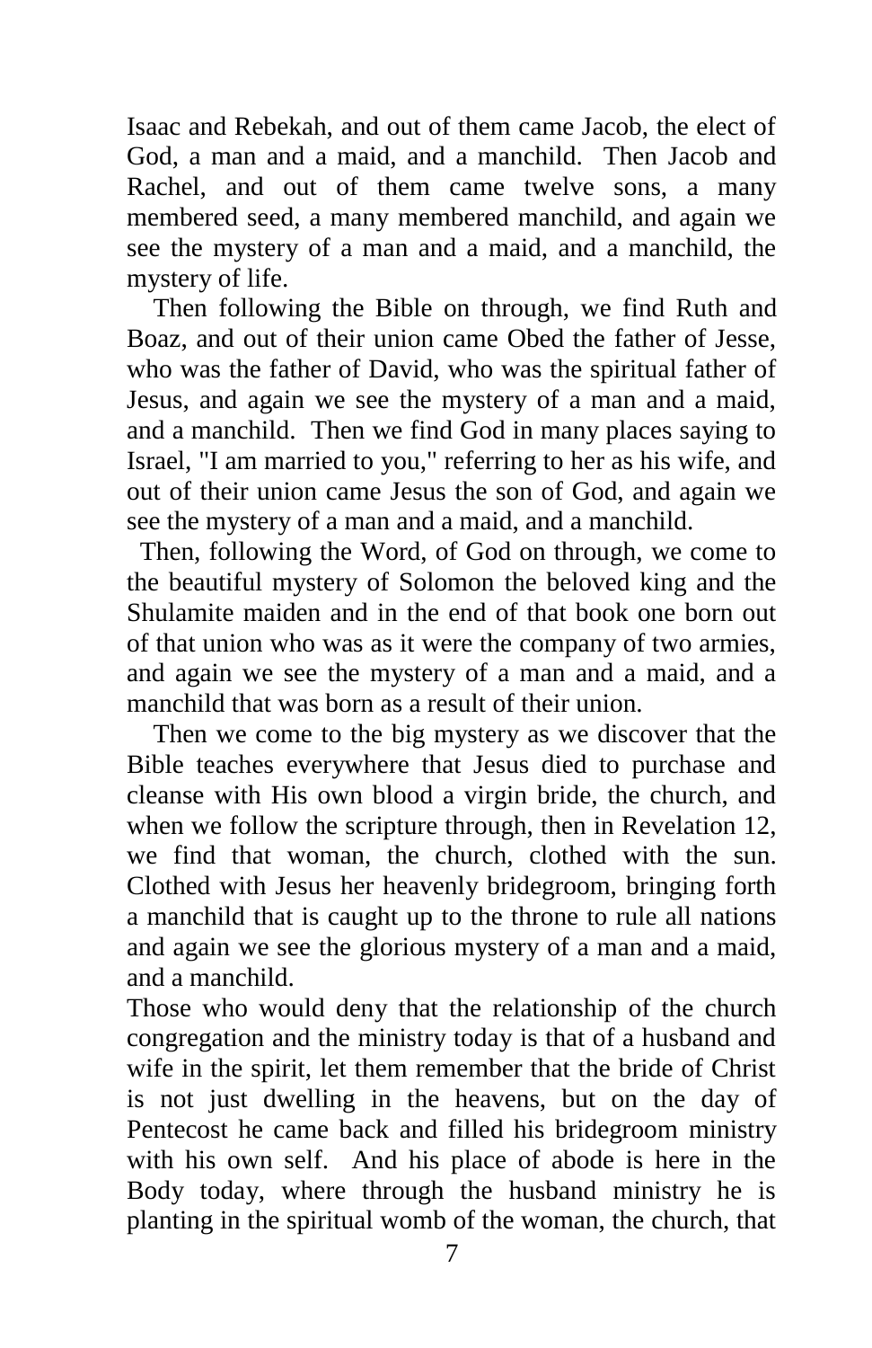Isaac and Rebekah, and out of them came Jacob, the elect of God, a man and a maid, and a manchild. Then Jacob and Rachel, and out of them came twelve sons, a many membered seed, a many membered manchild, and again we see the mystery of a man and a maid, and a manchild, the mystery of life.

Then following the Bible on through, we find Ruth and Boaz, and out of their union came Obed the father of Jesse, who was the father of David, who was the spiritual father of Jesus, and again we see the mystery of a man and a maid, and a manchild. Then we find God in many places saying to Israel, "I am married to you," referring to her as his wife, and out of their union came Jesus the son of God, and again we see the mystery of a man and a maid, and a manchild.

Then, following the Word, of God on through, we come to the beautiful mystery of Solomon the beloved king and the Shulamite maiden and in the end of that book one born out of that union who was as it were the company of two armies, and again we see the mystery of a man and a maid, and a manchild that was born as a result of their union.

Then we come to the big mystery as we discover that the Bible teaches everywhere that Jesus died to purchase and cleanse with His own blood a virgin bride, the church, and when we follow the scripture through, then in Revelation 12, we find that woman, the church, clothed with the sun. Clothed with Jesus her heavenly bridegroom, bringing forth a manchild that is caught up to the throne to rule all nations and again we see the glorious mystery of a man and a maid, and a manchild.

Those who would deny that the relationship of the church congregation and the ministry today is that of a husband and wife in the spirit, let them remember that the bride of Christ is not just dwelling in the heavens, but on the day of Pentecost he came back and filled his bridegroom ministry with his own self. And his place of abode is here in the Body today, where through the husband ministry he is planting in the spiritual womb of the woman, the church, that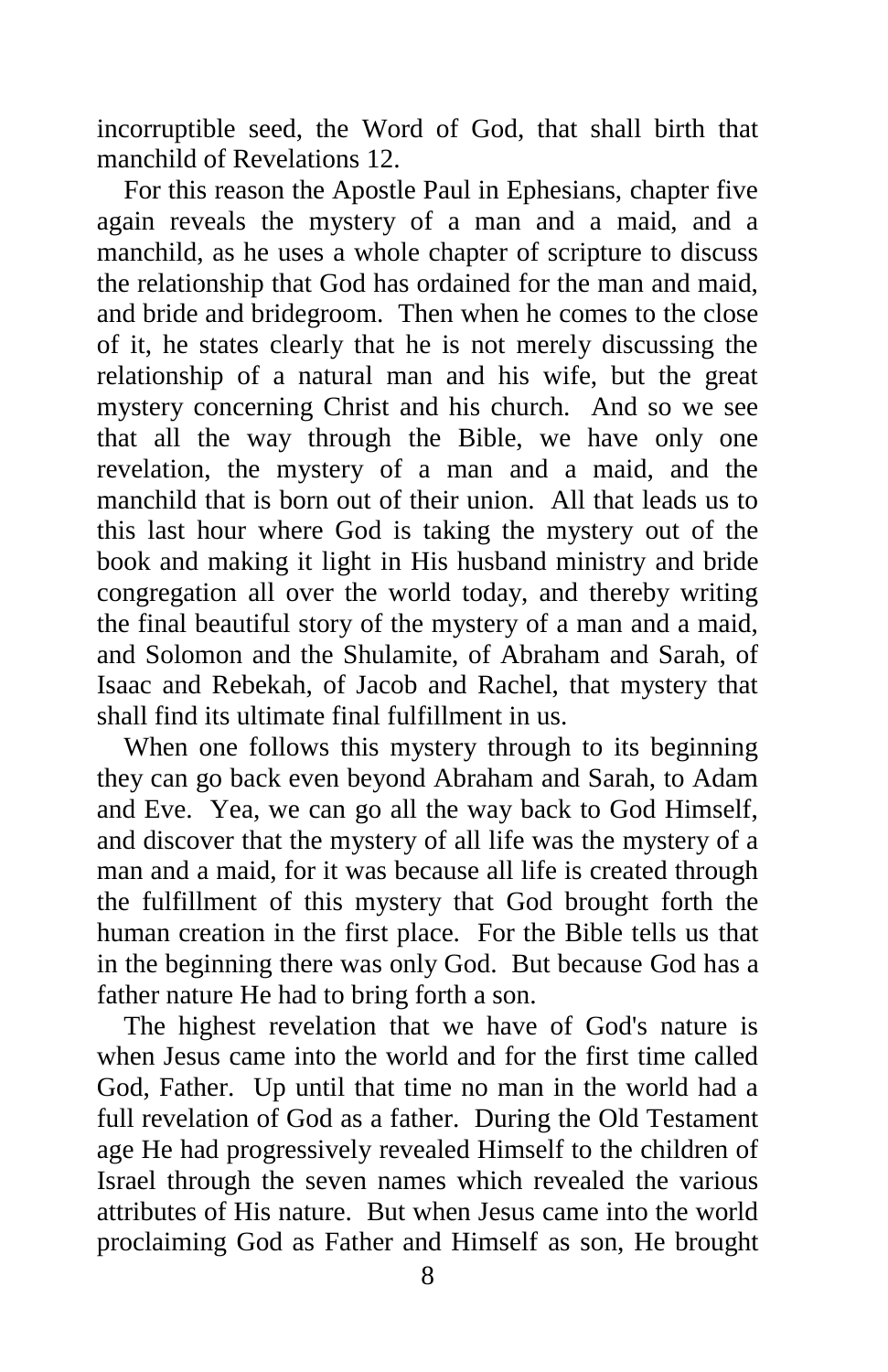incorruptible seed, the Word of God, that shall birth that manchild of Revelations 12.

For this reason the Apostle Paul in Ephesians, chapter five again reveals the mystery of a man and a maid, and a manchild, as he uses a whole chapter of scripture to discuss the relationship that God has ordained for the man and maid, and bride and bridegroom. Then when he comes to the close of it, he states clearly that he is not merely discussing the relationship of a natural man and his wife, but the great mystery concerning Christ and his church. And so we see that all the way through the Bible, we have only one revelation, the mystery of a man and a maid, and the manchild that is born out of their union. All that leads us to this last hour where God is taking the mystery out of the book and making it light in His husband ministry and bride congregation all over the world today, and thereby writing the final beautiful story of the mystery of a man and a maid, and Solomon and the Shulamite, of Abraham and Sarah, of Isaac and Rebekah, of Jacob and Rachel, that mystery that shall find its ultimate final fulfillment in us.

When one follows this mystery through to its beginning they can go back even beyond Abraham and Sarah, to Adam and Eve. Yea, we can go all the way back to God Himself, and discover that the mystery of all life was the mystery of a man and a maid, for it was because all life is created through the fulfillment of this mystery that God brought forth the human creation in the first place. For the Bible tells us that in the beginning there was only God. But because God has a father nature He had to bring forth a son.

The highest revelation that we have of God's nature is when Jesus came into the world and for the first time called God, Father. Up until that time no man in the world had a full revelation of God as a father. During the Old Testament age He had progressively revealed Himself to the children of Israel through the seven names which revealed the various attributes of His nature. But when Jesus came into the world proclaiming God as Father and Himself as son, He brought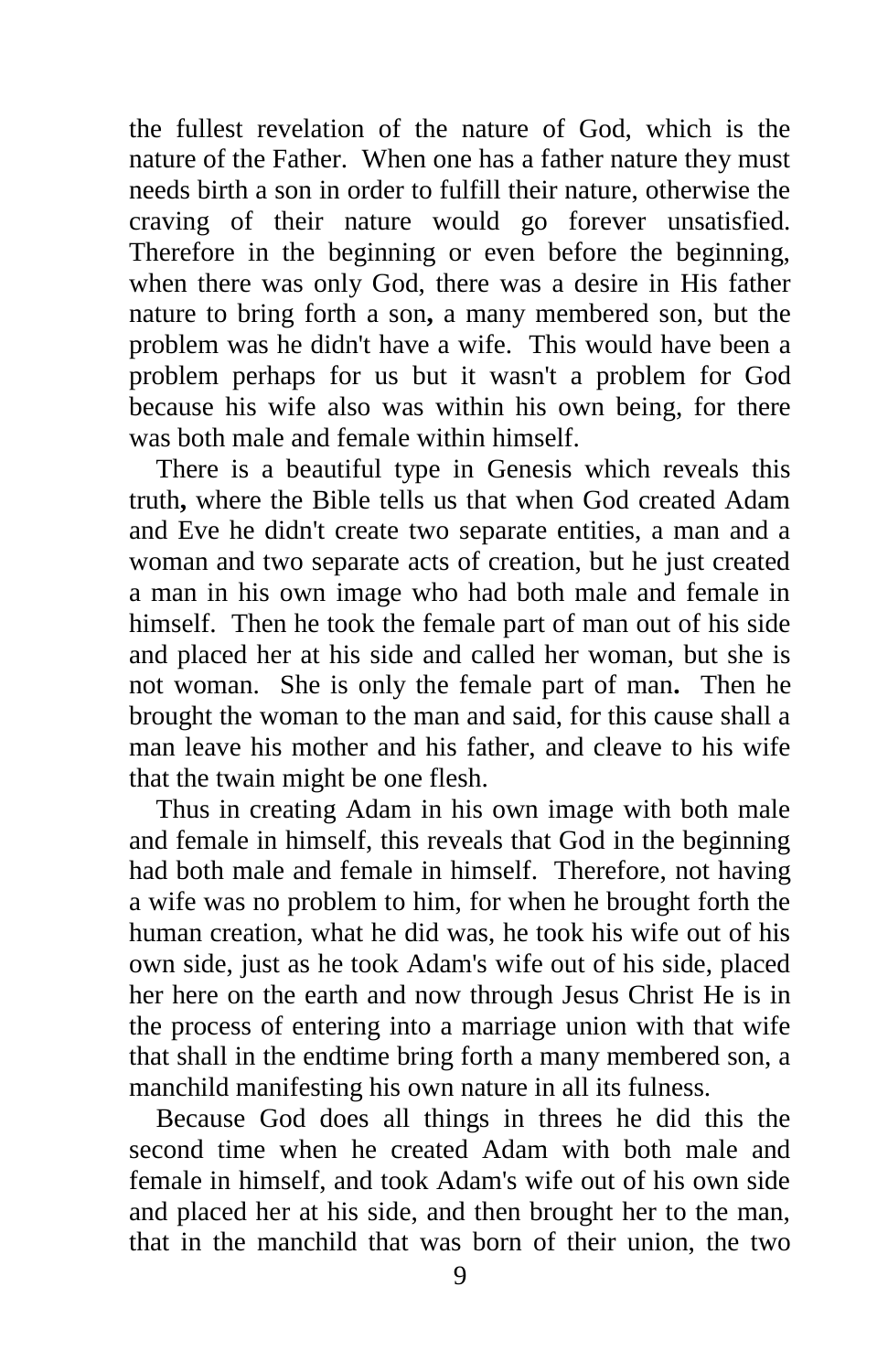the fullest revelation of the nature of God, which is the nature of the Father. When one has a father nature they must needs birth a son in order to fulfill their nature, otherwise the craving of their nature would go forever unsatisfied. Therefore in the beginning or even before the beginning, when there was only God, there was a desire in His father nature to bring forth a son**,** a many membered son, but the problem was he didn't have a wife. This would have been a problem perhaps for us but it wasn't a problem for God because his wife also was within his own being, for there was both male and female within himself.

There is a beautiful type in Genesis which reveals this truth**,** where the Bible tells us that when God created Adam and Eve he didn't create two separate entities, a man and a woman and two separate acts of creation, but he just created a man in his own image who had both male and female in himself. Then he took the female part of man out of his side and placed her at his side and called her woman, but she is not woman. She is only the female part of man**.** Then he brought the woman to the man and said, for this cause shall a man leave his mother and his father, and cleave to his wife that the twain might be one flesh.

Thus in creating Adam in his own image with both male and female in himself, this reveals that God in the beginning had both male and female in himself. Therefore, not having a wife was no problem to him, for when he brought forth the human creation, what he did was, he took his wife out of his own side, just as he took Adam's wife out of his side, placed her here on the earth and now through Jesus Christ He is in the process of entering into a marriage union with that wife that shall in the endtime bring forth a many membered son, a manchild manifesting his own nature in all its fulness.

Because God does all things in threes he did this the second time when he created Adam with both male and female in himself, and took Adam's wife out of his own side and placed her at his side, and then brought her to the man, that in the manchild that was born of their union, the two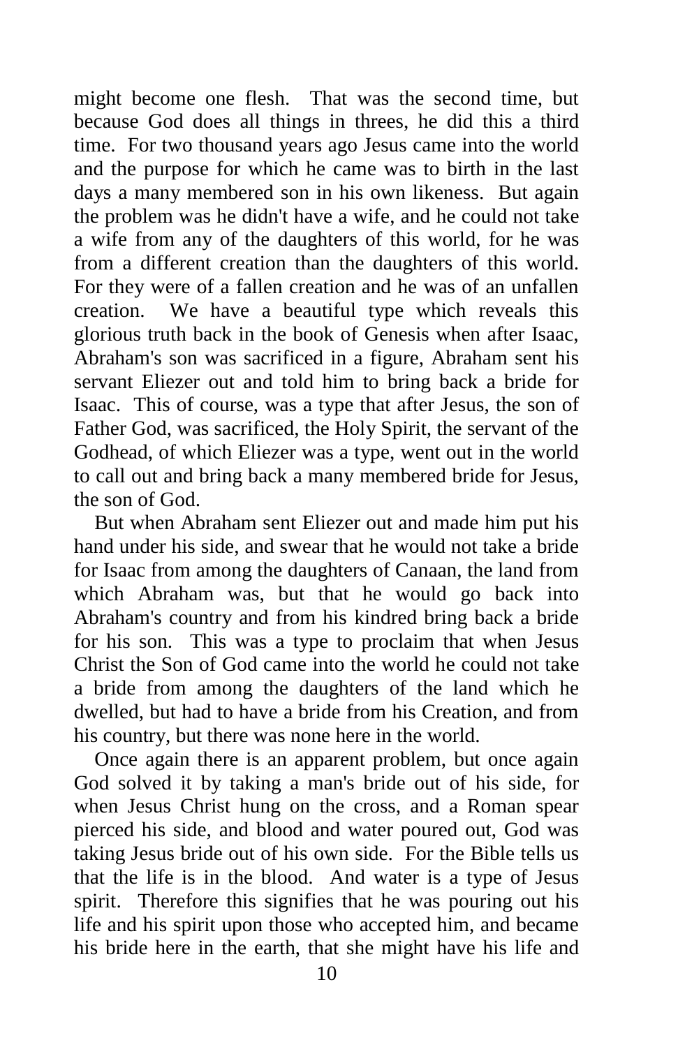might become one flesh. That was the second time, but because God does all things in threes, he did this a third time. For two thousand years ago Jesus came into the world and the purpose for which he came was to birth in the last days a many membered son in his own likeness. But again the problem was he didn't have a wife, and he could not take a wife from any of the daughters of this world, for he was from a different creation than the daughters of this world. For they were of a fallen creation and he was of an unfallen creation. We have a beautiful type which reveals this glorious truth back in the book of Genesis when after Isaac, Abraham's son was sacrificed in a figure, Abraham sent his servant Eliezer out and told him to bring back a bride for Isaac. This of course, was a type that after Jesus, the son of Father God, was sacrificed, the Holy Spirit, the servant of the Godhead, of which Eliezer was a type, went out in the world to call out and bring back a many membered bride for Jesus, the son of God.

But when Abraham sent Eliezer out and made him put his hand under his side, and swear that he would not take a bride for Isaac from among the daughters of Canaan, the land from which Abraham was, but that he would go back into Abraham's country and from his kindred bring back a bride for his son. This was a type to proclaim that when Jesus Christ the Son of God came into the world he could not take a bride from among the daughters of the land which he dwelled, but had to have a bride from his Creation, and from his country, but there was none here in the world.

Once again there is an apparent problem, but once again God solved it by taking a man's bride out of his side, for when Jesus Christ hung on the cross, and a Roman spear pierced his side, and blood and water poured out, God was taking Jesus bride out of his own side. For the Bible tells us that the life is in the blood. And water is a type of Jesus spirit. Therefore this signifies that he was pouring out his life and his spirit upon those who accepted him, and became his bride here in the earth, that she might have his life and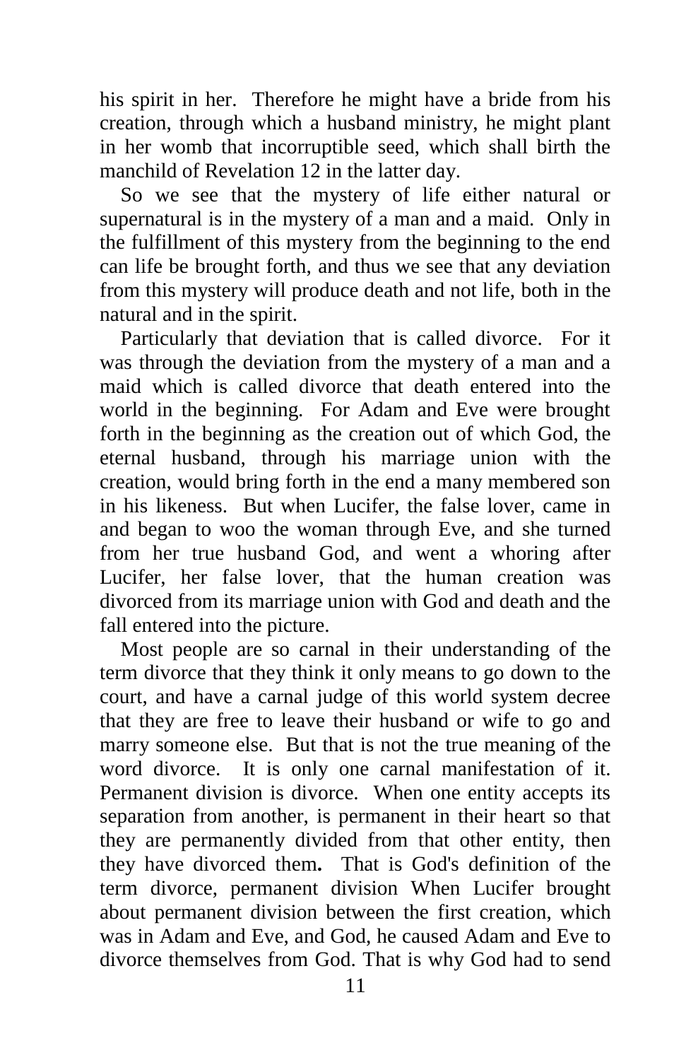his spirit in her. Therefore he might have a bride from his creation, through which a husband ministry, he might plant in her womb that incorruptible seed, which shall birth the manchild of Revelation 12 in the latter day.

So we see that the mystery of life either natural or supernatural is in the mystery of a man and a maid. Only in the fulfillment of this mystery from the beginning to the end can life be brought forth, and thus we see that any deviation from this mystery will produce death and not life, both in the natural and in the spirit.

Particularly that deviation that is called divorce. For it was through the deviation from the mystery of a man and a maid which is called divorce that death entered into the world in the beginning. For Adam and Eve were brought forth in the beginning as the creation out of which God, the eternal husband, through his marriage union with the creation, would bring forth in the end a many membered son in his likeness. But when Lucifer, the false lover, came in and began to woo the woman through Eve, and she turned from her true husband God, and went a whoring after Lucifer, her false lover, that the human creation was divorced from its marriage union with God and death and the fall entered into the picture.

Most people are so carnal in their understanding of the term divorce that they think it only means to go down to the court, and have a carnal judge of this world system decree that they are free to leave their husband or wife to go and marry someone else. But that is not the true meaning of the word divorce. It is only one carnal manifestation of it. Permanent division is divorce. When one entity accepts its separation from another, is permanent in their heart so that they are permanently divided from that other entity, then they have divorced them**.** That is God's definition of the term divorce, permanent division When Lucifer brought about permanent division between the first creation, which was in Adam and Eve, and God, he caused Adam and Eve to divorce themselves from God. That is why God had to send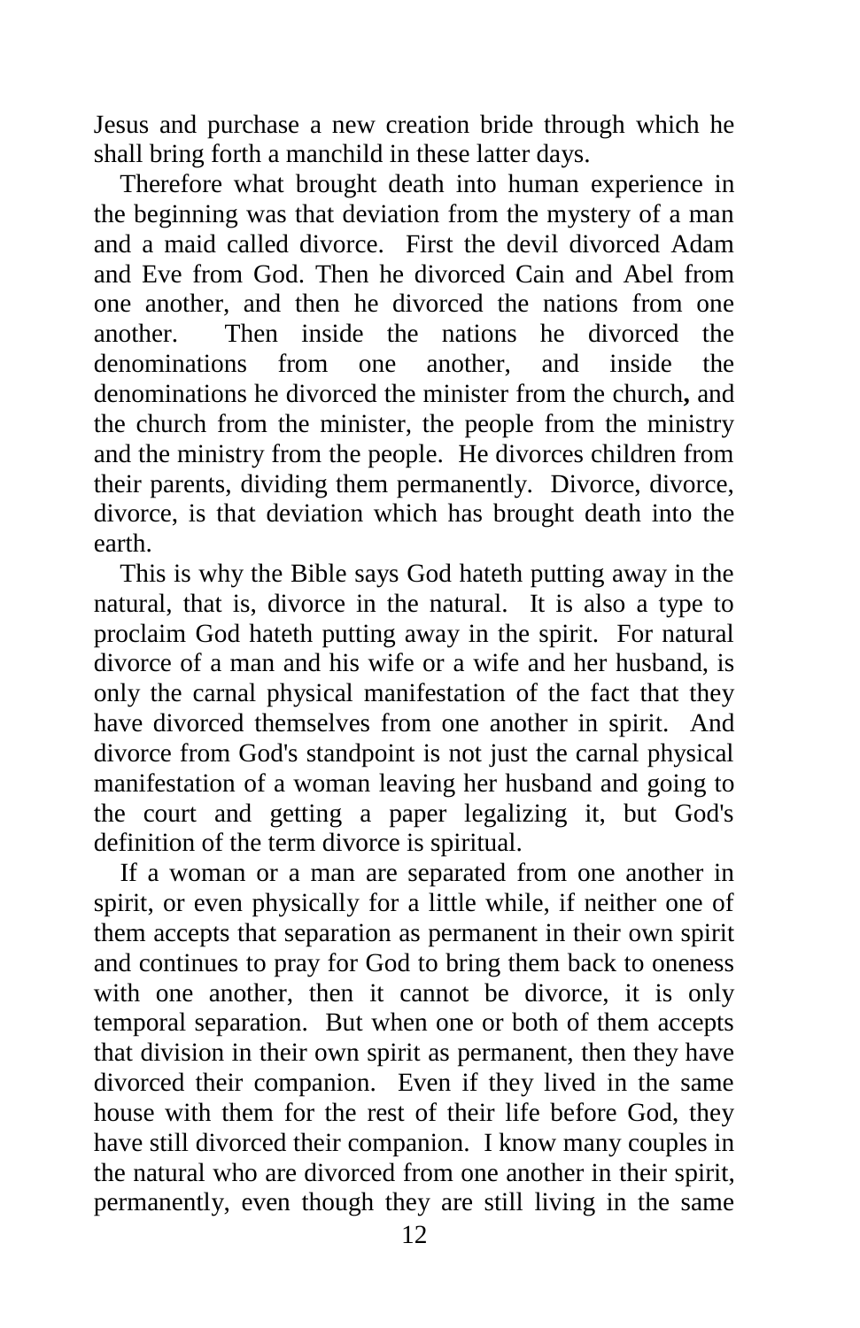Jesus and purchase a new creation bride through which he shall bring forth a manchild in these latter days.

Therefore what brought death into human experience in the beginning was that deviation from the mystery of a man and a maid called divorce. First the devil divorced Adam and Eve from God. Then he divorced Cain and Abel from one another, and then he divorced the nations from one another. Then inside the nations he divorced the denominations from one another, and inside the denominations he divorced the minister from the church**,** and the church from the minister, the people from the ministry and the ministry from the people. He divorces children from their parents, dividing them permanently. Divorce, divorce, divorce, is that deviation which has brought death into the earth.

This is why the Bible says God hateth putting away in the natural, that is, divorce in the natural. It is also a type to proclaim God hateth putting away in the spirit. For natural divorce of a man and his wife or a wife and her husband, is only the carnal physical manifestation of the fact that they have divorced themselves from one another in spirit. And divorce from God's standpoint is not just the carnal physical manifestation of a woman leaving her husband and going to the court and getting a paper legalizing it, but God's definition of the term divorce is spiritual.

If a woman or a man are separated from one another in spirit, or even physically for a little while, if neither one of them accepts that separation as permanent in their own spirit and continues to pray for God to bring them back to oneness with one another, then it cannot be divorce, it is only temporal separation. But when one or both of them accepts that division in their own spirit as permanent, then they have divorced their companion. Even if they lived in the same house with them for the rest of their life before God, they have still divorced their companion. I know many couples in the natural who are divorced from one another in their spirit, permanently, even though they are still living in the same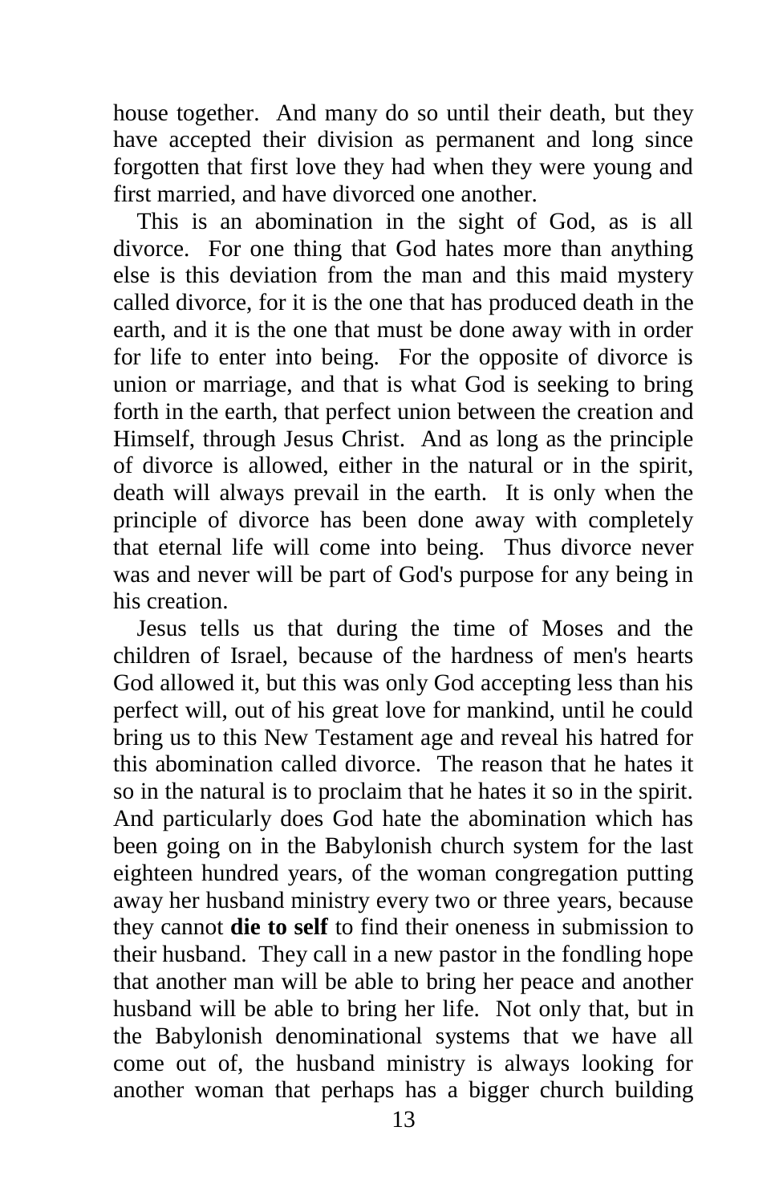house together. And many do so until their death, but they have accepted their division as permanent and long since forgotten that first love they had when they were young and first married, and have divorced one another.

This is an abomination in the sight of God, as is all divorce. For one thing that God hates more than anything else is this deviation from the man and this maid mystery called divorce, for it is the one that has produced death in the earth, and it is the one that must be done away with in order for life to enter into being. For the opposite of divorce is union or marriage, and that is what God is seeking to bring forth in the earth, that perfect union between the creation and Himself, through Jesus Christ. And as long as the principle of divorce is allowed, either in the natural or in the spirit, death will always prevail in the earth. It is only when the principle of divorce has been done away with completely that eternal life will come into being. Thus divorce never was and never will be part of God's purpose for any being in his creation.

Jesus tells us that during the time of Moses and the children of Israel, because of the hardness of men's hearts God allowed it, but this was only God accepting less than his perfect will, out of his great love for mankind, until he could bring us to this New Testament age and reveal his hatred for this abomination called divorce. The reason that he hates it so in the natural is to proclaim that he hates it so in the spirit. And particularly does God hate the abomination which has been going on in the Babylonish church system for the last eighteen hundred years, of the woman congregation putting away her husband ministry every two or three years, because they cannot **die to self** to find their oneness in submission to their husband. They call in a new pastor in the fondling hope that another man will be able to bring her peace and another husband will be able to bring her life. Not only that, but in the Babylonish denominational systems that we have all come out of, the husband ministry is always looking for another woman that perhaps has a bigger church building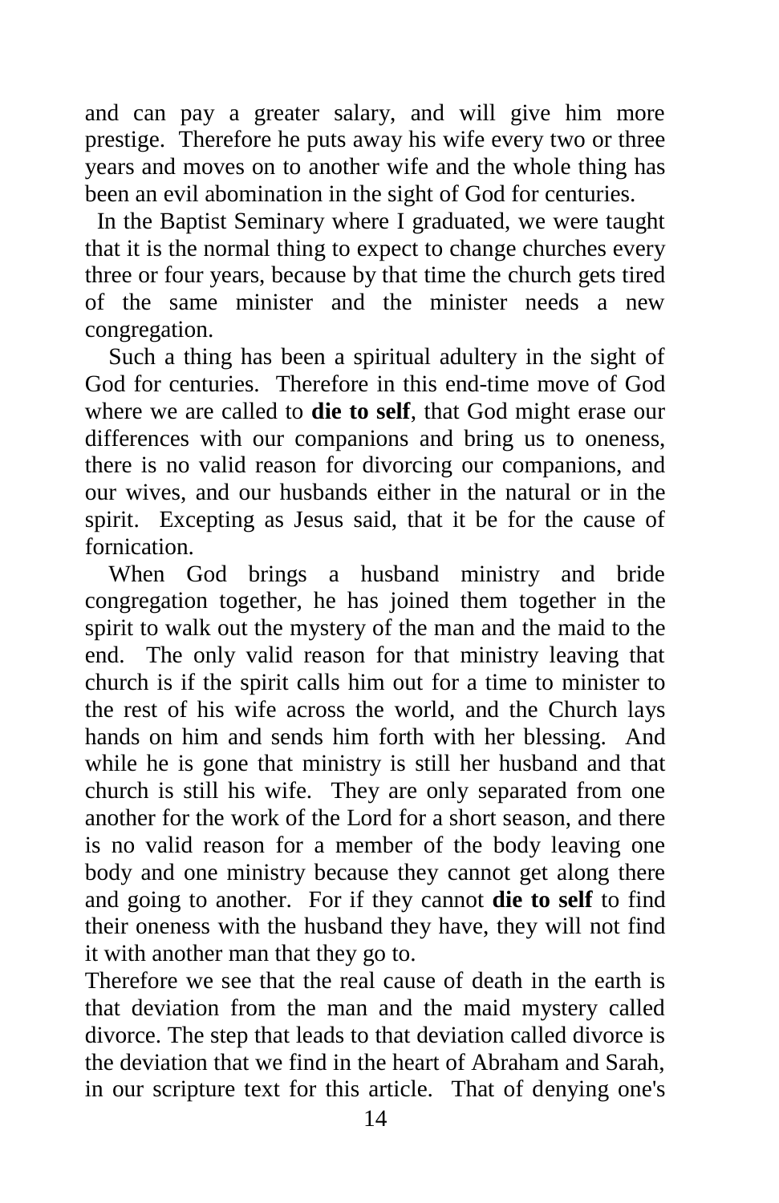and can pay a greater salary, and will give him more prestige. Therefore he puts away his wife every two or three years and moves on to another wife and the whole thing has been an evil abomination in the sight of God for centuries.

In the Baptist Seminary where I graduated, we were taught that it is the normal thing to expect to change churches every three or four years, because by that time the church gets tired of the same minister and the minister needs a new congregation.

Such a thing has been a spiritual adultery in the sight of God for centuries. Therefore in this end-time move of God where we are called to **die to self**, that God might erase our differences with our companions and bring us to oneness, there is no valid reason for divorcing our companions, and our wives, and our husbands either in the natural or in the spirit. Excepting as Jesus said, that it be for the cause of fornication.

When God brings a husband ministry and bride congregation together, he has joined them together in the spirit to walk out the mystery of the man and the maid to the end. The only valid reason for that ministry leaving that church is if the spirit calls him out for a time to minister to the rest of his wife across the world, and the Church lays hands on him and sends him forth with her blessing. And while he is gone that ministry is still her husband and that church is still his wife. They are only separated from one another for the work of the Lord for a short season, and there is no valid reason for a member of the body leaving one body and one ministry because they cannot get along there and going to another. For if they cannot **die to self** to find their oneness with the husband they have, they will not find it with another man that they go to.

Therefore we see that the real cause of death in the earth is that deviation from the man and the maid mystery called divorce. The step that leads to that deviation called divorce is the deviation that we find in the heart of Abraham and Sarah, in our scripture text for this article. That of denying one's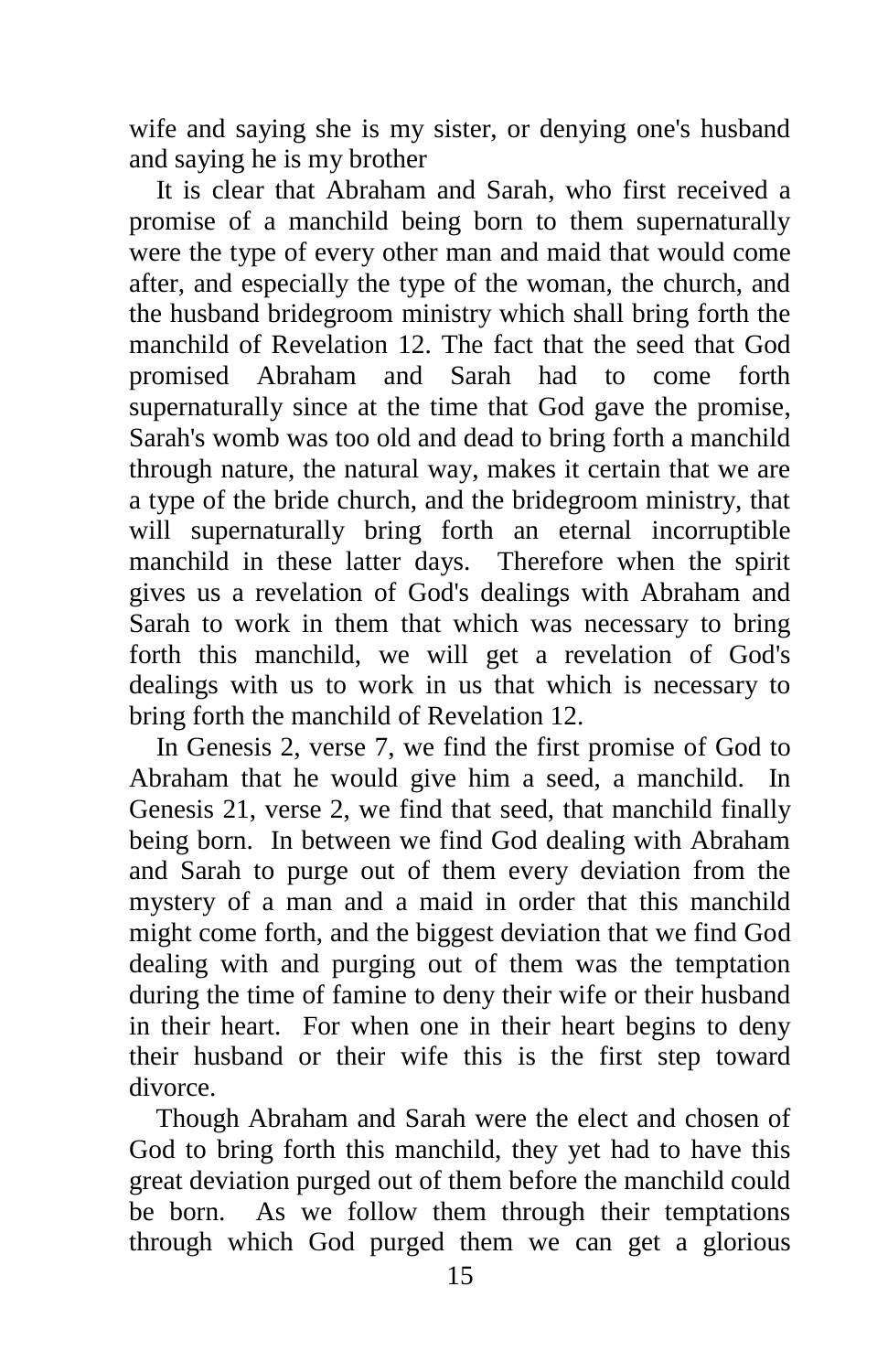wife and saying she is my sister, or denying one's husband and saying he is my brother

It is clear that Abraham and Sarah, who first received a promise of a manchild being born to them supernaturally were the type of every other man and maid that would come after, and especially the type of the woman, the church, and the husband bridegroom ministry which shall bring forth the manchild of Revelation 12. The fact that the seed that God promised Abraham and Sarah had to come forth supernaturally since at the time that God gave the promise, Sarah's womb was too old and dead to bring forth a manchild through nature, the natural way, makes it certain that we are a type of the bride church, and the bridegroom ministry, that will supernaturally bring forth an eternal incorruptible manchild in these latter days. Therefore when the spirit gives us a revelation of God's dealings with Abraham and Sarah to work in them that which was necessary to bring forth this manchild, we will get a revelation of God's dealings with us to work in us that which is necessary to bring forth the manchild of Revelation 12.

In Genesis 2, verse 7, we find the first promise of God to Abraham that he would give him a seed, a manchild. In Genesis 21, verse 2, we find that seed, that manchild finally being born. In between we find God dealing with Abraham and Sarah to purge out of them every deviation from the mystery of a man and a maid in order that this manchild might come forth, and the biggest deviation that we find God dealing with and purging out of them was the temptation during the time of famine to deny their wife or their husband in their heart. For when one in their heart begins to deny their husband or their wife this is the first step toward divorce.

Though Abraham and Sarah were the elect and chosen of God to bring forth this manchild, they yet had to have this great deviation purged out of them before the manchild could be born. As we follow them through their temptations through which God purged them we can get a glorious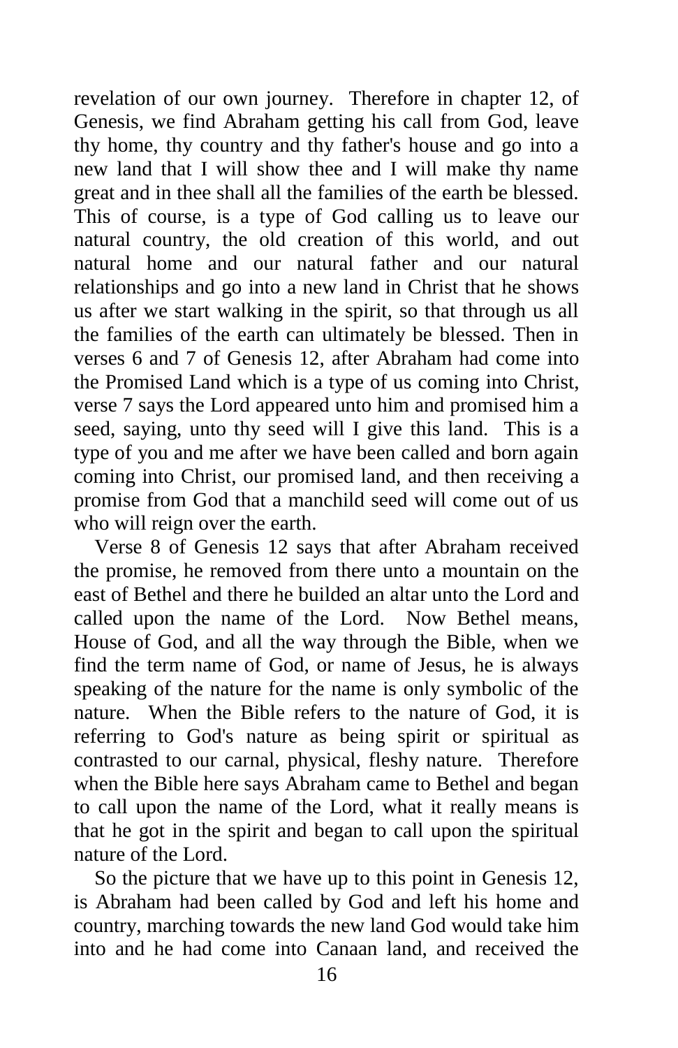revelation of our own journey. Therefore in chapter 12, of Genesis, we find Abraham getting his call from God, leave thy home, thy country and thy father's house and go into a new land that I will show thee and I will make thy name great and in thee shall all the families of the earth be blessed. This of course, is a type of God calling us to leave our natural country, the old creation of this world, and out natural home and our natural father and our natural relationships and go into a new land in Christ that he shows us after we start walking in the spirit, so that through us all the families of the earth can ultimately be blessed. Then in verses 6 and 7 of Genesis 12, after Abraham had come into the Promised Land which is a type of us coming into Christ, verse 7 says the Lord appeared unto him and promised him a seed, saying, unto thy seed will I give this land. This is a type of you and me after we have been called and born again coming into Christ, our promised land, and then receiving a promise from God that a manchild seed will come out of us who will reign over the earth.

Verse 8 of Genesis 12 says that after Abraham received the promise, he removed from there unto a mountain on the east of Bethel and there he builded an altar unto the Lord and called upon the name of the Lord. Now Bethel means, House of God, and all the way through the Bible, when we find the term name of God, or name of Jesus, he is always speaking of the nature for the name is only symbolic of the nature. When the Bible refers to the nature of God, it is referring to God's nature as being spirit or spiritual as contrasted to our carnal, physical, fleshy nature. Therefore when the Bible here says Abraham came to Bethel and began to call upon the name of the Lord, what it really means is that he got in the spirit and began to call upon the spiritual nature of the Lord.

So the picture that we have up to this point in Genesis 12, is Abraham had been called by God and left his home and country, marching towards the new land God would take him into and he had come into Canaan land, and received the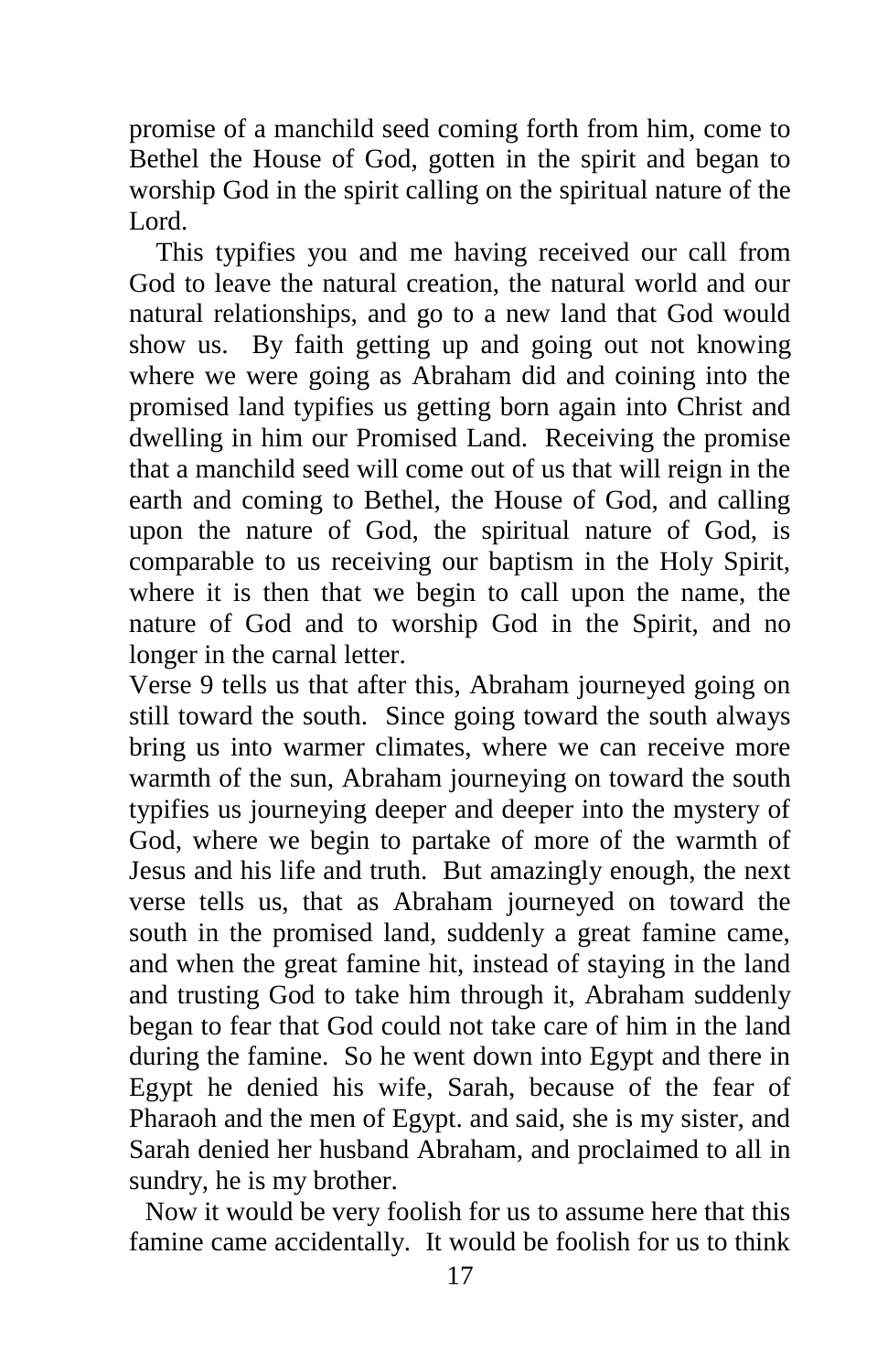promise of a manchild seed coming forth from him, come to Bethel the House of God, gotten in the spirit and began to worship God in the spirit calling on the spiritual nature of the Lord.

This typifies you and me having received our call from God to leave the natural creation, the natural world and our natural relationships, and go to a new land that God would show us. By faith getting up and going out not knowing where we were going as Abraham did and coining into the promised land typifies us getting born again into Christ and dwelling in him our Promised Land. Receiving the promise that a manchild seed will come out of us that will reign in the earth and coming to Bethel, the House of God, and calling upon the nature of God, the spiritual nature of God, is comparable to us receiving our baptism in the Holy Spirit, where it is then that we begin to call upon the name, the nature of God and to worship God in the Spirit, and no longer in the carnal letter.

Verse 9 tells us that after this, Abraham journeyed going on still toward the south. Since going toward the south always bring us into warmer climates, where we can receive more warmth of the sun, Abraham journeying on toward the south typifies us journeying deeper and deeper into the mystery of God, where we begin to partake of more of the warmth of Jesus and his life and truth. But amazingly enough, the next verse tells us, that as Abraham journeyed on toward the south in the promised land, suddenly a great famine came, and when the great famine hit, instead of staying in the land and trusting God to take him through it, Abraham suddenly began to fear that God could not take care of him in the land during the famine. So he went down into Egypt and there in Egypt he denied his wife, Sarah, because of the fear of Pharaoh and the men of Egypt. and said, she is my sister, and Sarah denied her husband Abraham, and proclaimed to all in sundry, he is my brother.

Now it would be very foolish for us to assume here that this famine came accidentally. It would be foolish for us to think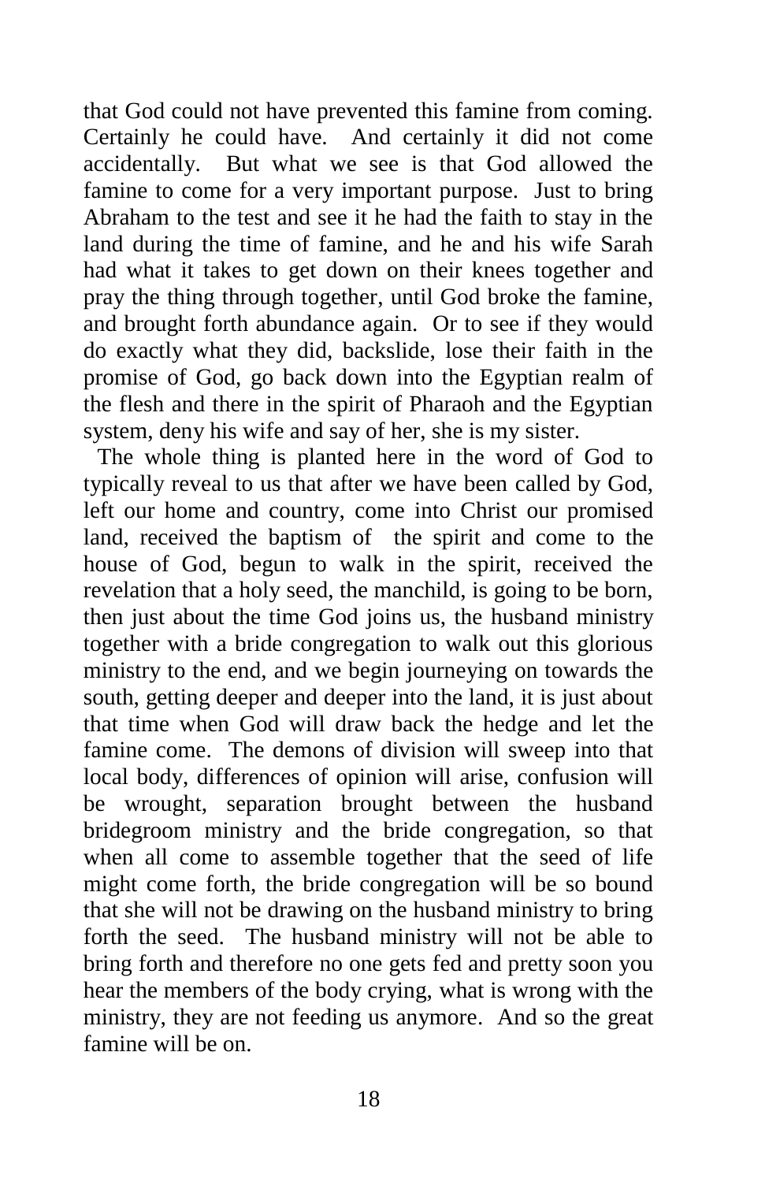that God could not have prevented this famine from coming. Certainly he could have. And certainly it did not come accidentally. But what we see is that God allowed the famine to come for a very important purpose. Just to bring Abraham to the test and see it he had the faith to stay in the land during the time of famine, and he and his wife Sarah had what it takes to get down on their knees together and pray the thing through together, until God broke the famine, and brought forth abundance again. Or to see if they would do exactly what they did, backslide, lose their faith in the promise of God, go back down into the Egyptian realm of the flesh and there in the spirit of Pharaoh and the Egyptian system, deny his wife and say of her, she is my sister.

The whole thing is planted here in the word of God to typically reveal to us that after we have been called by God, left our home and country, come into Christ our promised land, received the baptism of the spirit and come to the house of God, begun to walk in the spirit, received the revelation that a holy seed, the manchild, is going to be born, then just about the time God joins us, the husband ministry together with a bride congregation to walk out this glorious ministry to the end, and we begin journeying on towards the south, getting deeper and deeper into the land, it is just about that time when God will draw back the hedge and let the famine come. The demons of division will sweep into that local body, differences of opinion will arise, confusion will be wrought, separation brought between the husband bridegroom ministry and the bride congregation, so that when all come to assemble together that the seed of life might come forth, the bride congregation will be so bound that she will not be drawing on the husband ministry to bring forth the seed. The husband ministry will not be able to bring forth and therefore no one gets fed and pretty soon you hear the members of the body crying, what is wrong with the ministry, they are not feeding us anymore. And so the great famine will be on.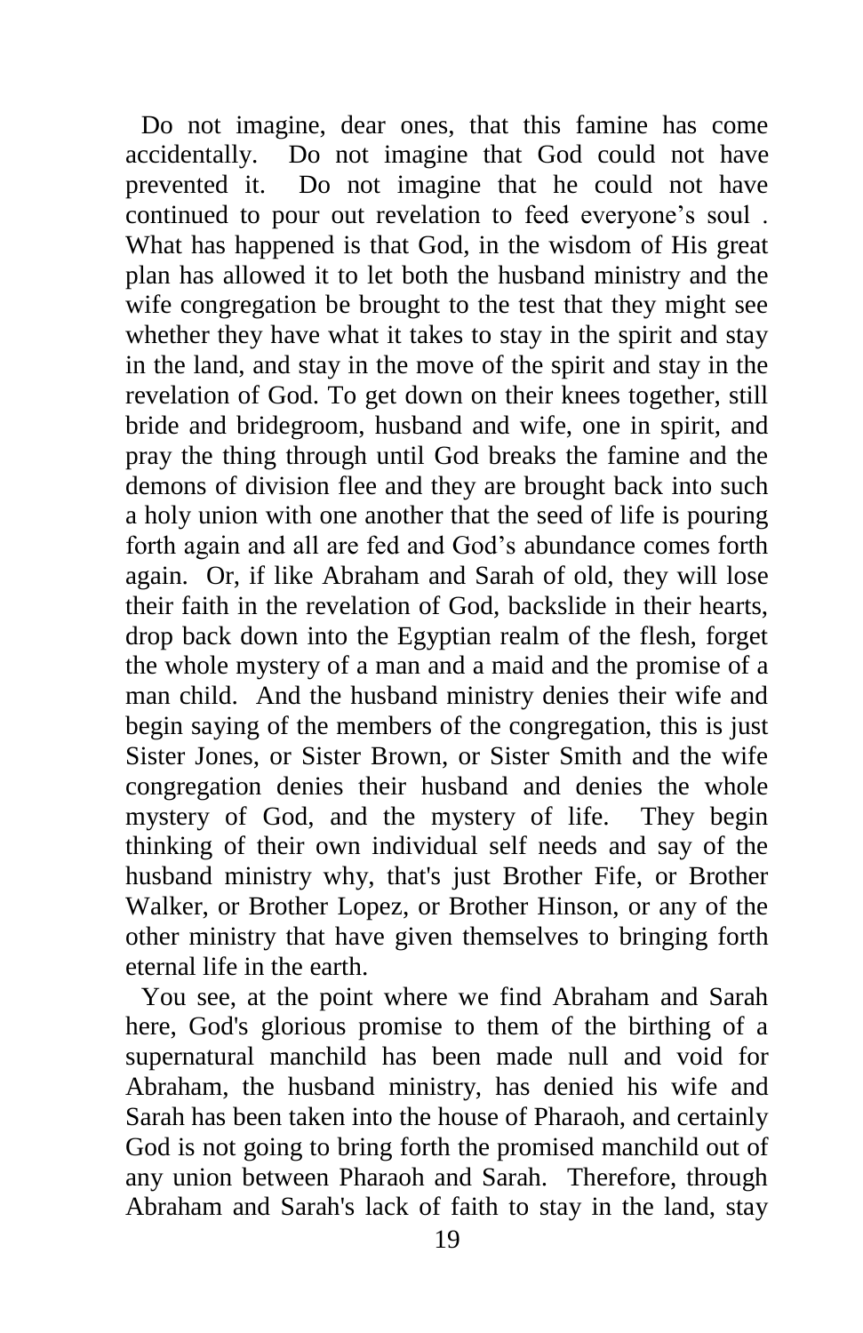Do not imagine, dear ones, that this famine has come accidentally. Do not imagine that God could not have prevented it. Do not imagine that he could not have continued to pour out revelation to feed everyone's soul . What has happened is that God, in the wisdom of His great plan has allowed it to let both the husband ministry and the wife congregation be brought to the test that they might see whether they have what it takes to stay in the spirit and stay in the land, and stay in the move of the spirit and stay in the revelation of God. To get down on their knees together, still bride and bridegroom, husband and wife, one in spirit, and pray the thing through until God breaks the famine and the demons of division flee and they are brought back into such a holy union with one another that the seed of life is pouring forth again and all are fed and God's abundance comes forth again. Or, if like Abraham and Sarah of old, they will lose their faith in the revelation of God, backslide in their hearts, drop back down into the Egyptian realm of the flesh, forget the whole mystery of a man and a maid and the promise of a man child. And the husband ministry denies their wife and begin saying of the members of the congregation, this is just Sister Jones, or Sister Brown, or Sister Smith and the wife congregation denies their husband and denies the whole mystery of God, and the mystery of life. They begin thinking of their own individual self needs and say of the husband ministry why, that's just Brother Fife, or Brother Walker, or Brother Lopez, or Brother Hinson, or any of the other ministry that have given themselves to bringing forth eternal life in the earth.

You see, at the point where we find Abraham and Sarah here, God's glorious promise to them of the birthing of a supernatural manchild has been made null and void for Abraham, the husband ministry, has denied his wife and Sarah has been taken into the house of Pharaoh, and certainly God is not going to bring forth the promised manchild out of any union between Pharaoh and Sarah. Therefore, through Abraham and Sarah's lack of faith to stay in the land, stay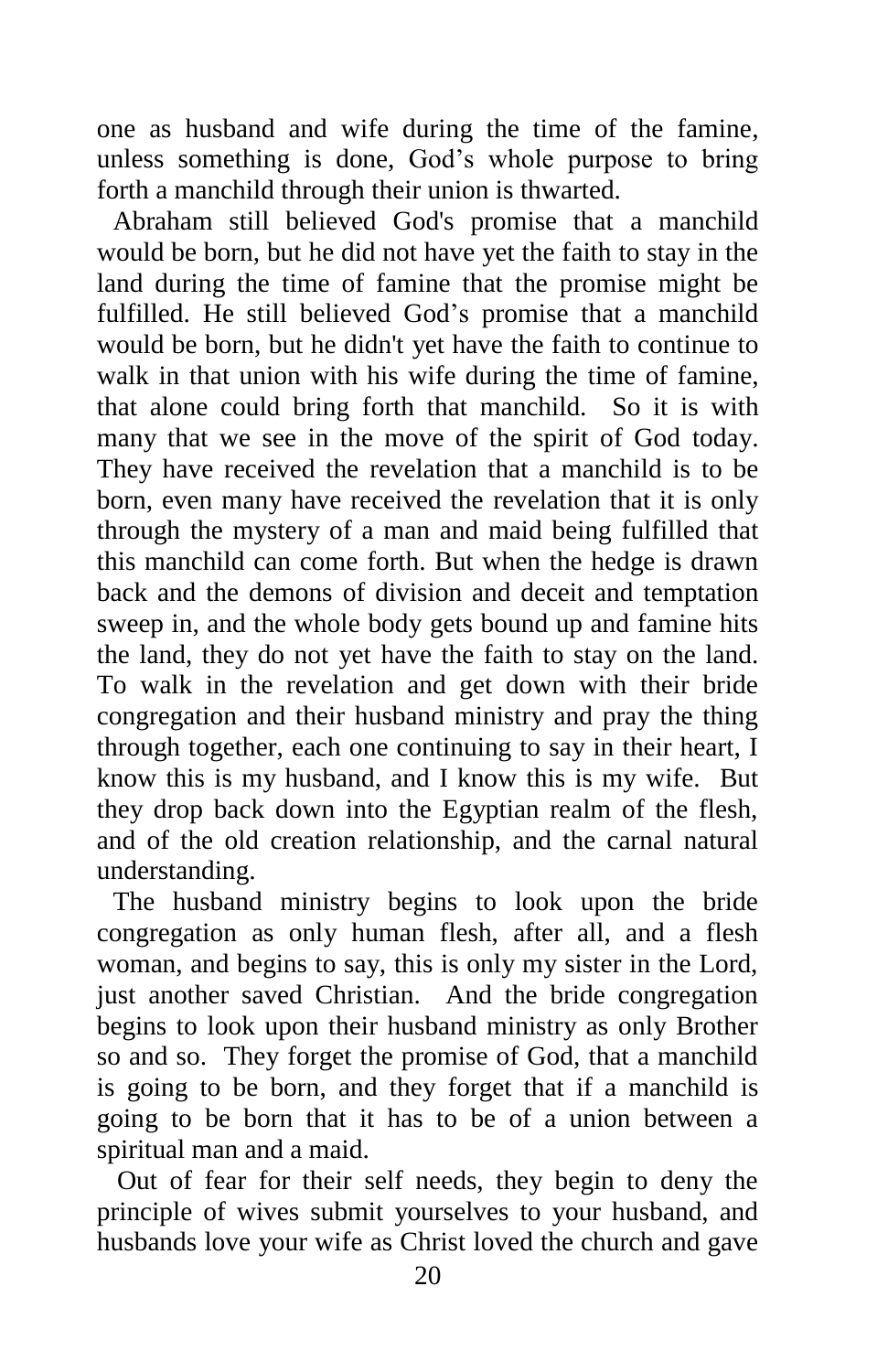one as husband and wife during the time of the famine, unless something is done, God's whole purpose to bring forth a manchild through their union is thwarted.

Abraham still believed God's promise that a manchild would be born, but he did not have yet the faith to stay in the land during the time of famine that the promise might be fulfilled. He still believed God's promise that a manchild would be born, but he didn't yet have the faith to continue to walk in that union with his wife during the time of famine, that alone could bring forth that manchild. So it is with many that we see in the move of the spirit of God today. They have received the revelation that a manchild is to be born, even many have received the revelation that it is only through the mystery of a man and maid being fulfilled that this manchild can come forth. But when the hedge is drawn back and the demons of division and deceit and temptation sweep in, and the whole body gets bound up and famine hits the land, they do not yet have the faith to stay on the land. To walk in the revelation and get down with their bride congregation and their husband ministry and pray the thing through together, each one continuing to say in their heart, I know this is my husband, and I know this is my wife. But they drop back down into the Egyptian realm of the flesh, and of the old creation relationship, and the carnal natural understanding.

The husband ministry begins to look upon the bride congregation as only human flesh, after all, and a flesh woman, and begins to say, this is only my sister in the Lord, just another saved Christian. And the bride congregation begins to look upon their husband ministry as only Brother so and so. They forget the promise of God, that a manchild is going to be born, and they forget that if a manchild is going to be born that it has to be of a union between a spiritual man and a maid.

Out of fear for their self needs, they begin to deny the principle of wives submit yourselves to your husband, and husbands love your wife as Christ loved the church and gave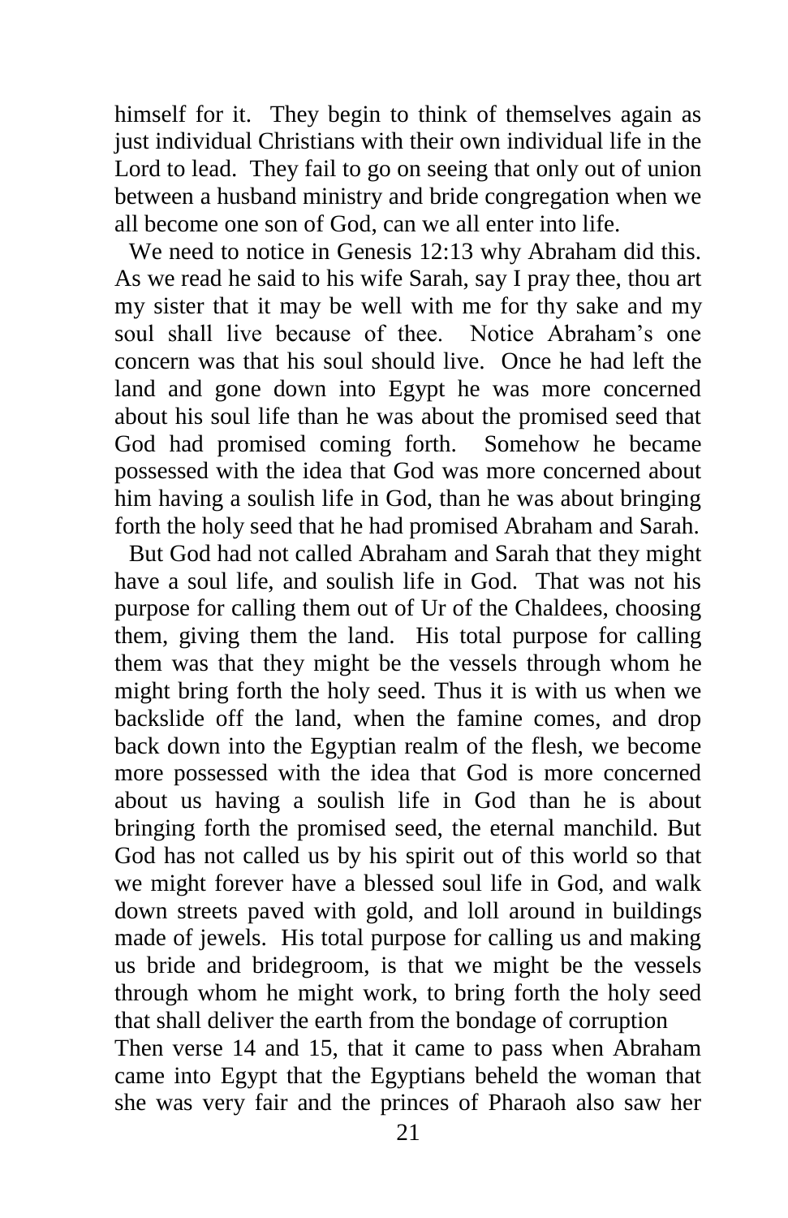himself for it. They begin to think of themselves again as just individual Christians with their own individual life in the Lord to lead. They fail to go on seeing that only out of union between a husband ministry and bride congregation when we all become one son of God, can we all enter into life.

We need to notice in Genesis 12:13 why Abraham did this. As we read he said to his wife Sarah, say I pray thee, thou art my sister that it may be well with me for thy sake and my soul shall live because of thee. Notice Abraham's one concern was that his soul should live. Once he had left the land and gone down into Egypt he was more concerned about his soul life than he was about the promised seed that God had promised coming forth. Somehow he became possessed with the idea that God was more concerned about him having a soulish life in God, than he was about bringing forth the holy seed that he had promised Abraham and Sarah.

But God had not called Abraham and Sarah that they might have a soul life, and soulish life in God. That was not his purpose for calling them out of Ur of the Chaldees, choosing them, giving them the land. His total purpose for calling them was that they might be the vessels through whom he might bring forth the holy seed. Thus it is with us when we backslide off the land, when the famine comes, and drop back down into the Egyptian realm of the flesh, we become more possessed with the idea that God is more concerned about us having a soulish life in God than he is about bringing forth the promised seed, the eternal manchild. But God has not called us by his spirit out of this world so that we might forever have a blessed soul life in God, and walk down streets paved with gold, and loll around in buildings made of jewels. His total purpose for calling us and making us bride and bridegroom, is that we might be the vessels through whom he might work, to bring forth the holy seed that shall deliver the earth from the bondage of corruption

Then verse 14 and 15, that it came to pass when Abraham came into Egypt that the Egyptians beheld the woman that she was very fair and the princes of Pharaoh also saw her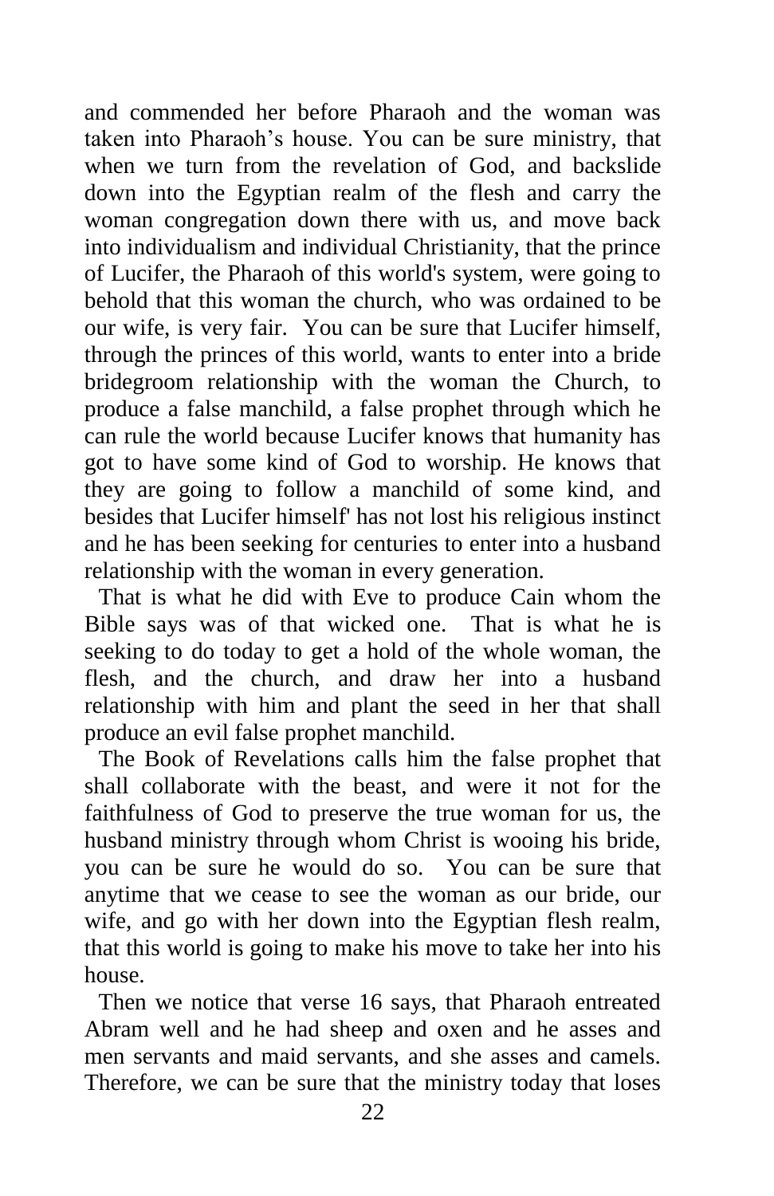and commended her before Pharaoh and the woman was taken into Pharaoh's house. You can be sure ministry, that when we turn from the revelation of God, and backslide down into the Egyptian realm of the flesh and carry the woman congregation down there with us, and move back into individualism and individual Christianity, that the prince of Lucifer, the Pharaoh of this world's system, were going to behold that this woman the church, who was ordained to be our wife, is very fair. You can be sure that Lucifer himself, through the princes of this world, wants to enter into a bride bridegroom relationship with the woman the Church, to produce a false manchild, a false prophet through which he can rule the world because Lucifer knows that humanity has got to have some kind of God to worship. He knows that they are going to follow a manchild of some kind, and besides that Lucifer himself' has not lost his religious instinct and he has been seeking for centuries to enter into a husband relationship with the woman in every generation.

That is what he did with Eve to produce Cain whom the Bible says was of that wicked one. That is what he is seeking to do today to get a hold of the whole woman, the flesh, and the church, and draw her into a husband relationship with him and plant the seed in her that shall produce an evil false prophet manchild.

The Book of Revelations calls him the false prophet that shall collaborate with the beast, and were it not for the faithfulness of God to preserve the true woman for us, the husband ministry through whom Christ is wooing his bride, you can be sure he would do so. You can be sure that anytime that we cease to see the woman as our bride, our wife, and go with her down into the Egyptian flesh realm, that this world is going to make his move to take her into his house.

Then we notice that verse 16 says, that Pharaoh entreated Abram well and he had sheep and oxen and he asses and men servants and maid servants, and she asses and camels. Therefore, we can be sure that the ministry today that loses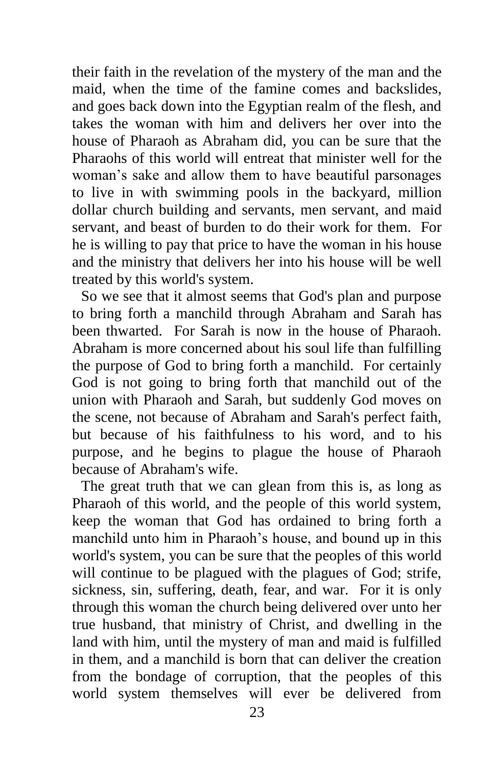their faith in the revelation of the mystery of the man and the maid, when the time of the famine comes and backslides, and goes back down into the Egyptian realm of the flesh, and takes the woman with him and delivers her over into the house of Pharaoh as Abraham did, you can be sure that the Pharaohs of this world will entreat that minister well for the woman's sake and allow them to have beautiful parsonages to live in with swimming pools in the backyard, million dollar church building and servants, men servant, and maid servant, and beast of burden to do their work for them. For he is willing to pay that price to have the woman in his house and the ministry that delivers her into his house will be well treated by this world's system.

So we see that it almost seems that God's plan and purpose to bring forth a manchild through Abraham and Sarah has been thwarted. For Sarah is now in the house of Pharaoh. Abraham is more concerned about his soul life than fulfilling the purpose of God to bring forth a manchild. For certainly God is not going to bring forth that manchild out of the union with Pharaoh and Sarah, but suddenly God moves on the scene, not because of Abraham and Sarah's perfect faith, but because of his faithfulness to his word, and to his purpose, and he begins to plague the house of Pharaoh because of Abraham's wife.

The great truth that we can glean from this is, as long as Pharaoh of this world, and the people of this world system, keep the woman that God has ordained to bring forth a manchild unto him in Pharaoh's house, and bound up in this world's system, you can be sure that the peoples of this world will continue to be plagued with the plagues of God; strife, sickness, sin, suffering, death, fear, and war. For it is only through this woman the church being delivered over unto her true husband, that ministry of Christ, and dwelling in the land with him, until the mystery of man and maid is fulfilled in them, and a manchild is born that can deliver the creation from the bondage of corruption, that the peoples of this world system themselves will ever be delivered from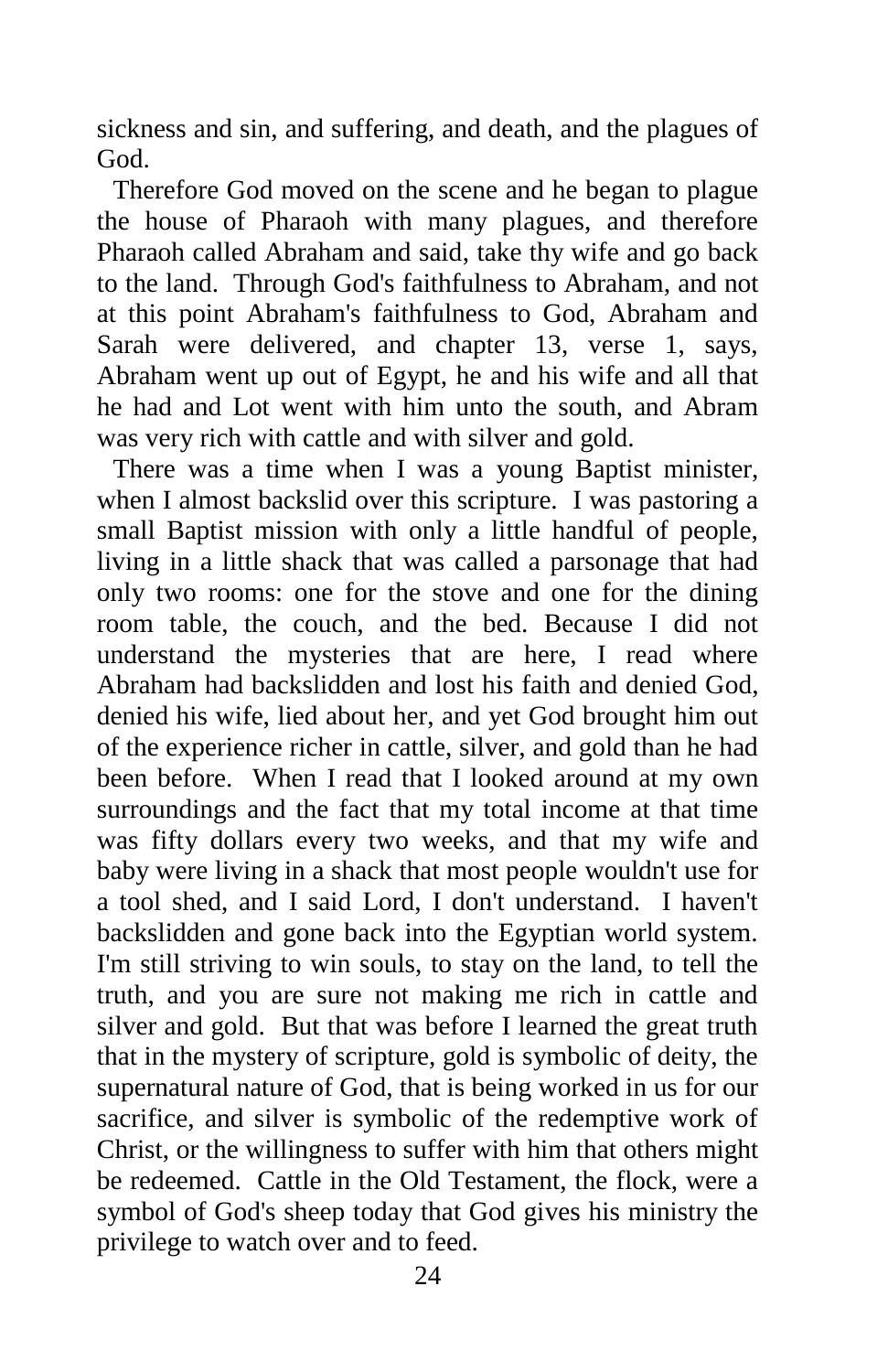sickness and sin, and suffering, and death, and the plagues of God.

Therefore God moved on the scene and he began to plague the house of Pharaoh with many plagues, and therefore Pharaoh called Abraham and said, take thy wife and go back to the land. Through God's faithfulness to Abraham, and not at this point Abraham's faithfulness to God, Abraham and Sarah were delivered, and chapter 13, verse 1, says, Abraham went up out of Egypt, he and his wife and all that he had and Lot went with him unto the south, and Abram was very rich with cattle and with silver and gold.

There was a time when I was a young Baptist minister, when I almost backslid over this scripture. I was pastoring a small Baptist mission with only a little handful of people, living in a little shack that was called a parsonage that had only two rooms: one for the stove and one for the dining room table, the couch, and the bed. Because I did not understand the mysteries that are here, I read where Abraham had backslidden and lost his faith and denied God, denied his wife, lied about her, and yet God brought him out of the experience richer in cattle, silver, and gold than he had been before. When I read that I looked around at my own surroundings and the fact that my total income at that time was fifty dollars every two weeks, and that my wife and baby were living in a shack that most people wouldn't use for a tool shed, and I said Lord, I don't understand. I haven't backslidden and gone back into the Egyptian world system. I'm still striving to win souls, to stay on the land, to tell the truth, and you are sure not making me rich in cattle and silver and gold. But that was before I learned the great truth that in the mystery of scripture, gold is symbolic of deity, the supernatural nature of God, that is being worked in us for our sacrifice, and silver is symbolic of the redemptive work of Christ, or the willingness to suffer with him that others might be redeemed. Cattle in the Old Testament, the flock, were a symbol of God's sheep today that God gives his ministry the privilege to watch over and to feed.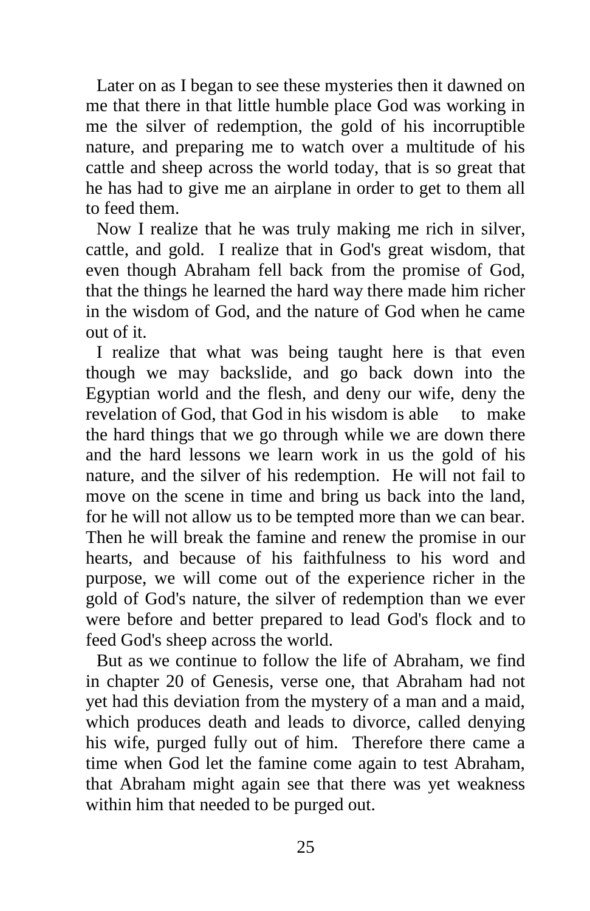Later on as I began to see these mysteries then it dawned on me that there in that little humble place God was working in me the silver of redemption, the gold of his incorruptible nature, and preparing me to watch over a multitude of his cattle and sheep across the world today, that is so great that he has had to give me an airplane in order to get to them all to feed them.

Now I realize that he was truly making me rich in silver, cattle, and gold. I realize that in God's great wisdom, that even though Abraham fell back from the promise of God, that the things he learned the hard way there made him richer in the wisdom of God, and the nature of God when he came out of it.

I realize that what was being taught here is that even though we may backslide, and go back down into the Egyptian world and the flesh, and deny our wife, deny the revelation of God, that God in his wisdom is able to make the hard things that we go through while we are down there and the hard lessons we learn work in us the gold of his nature, and the silver of his redemption. He will not fail to move on the scene in time and bring us back into the land, for he will not allow us to be tempted more than we can bear. Then he will break the famine and renew the promise in our hearts, and because of his faithfulness to his word and purpose, we will come out of the experience richer in the gold of God's nature, the silver of redemption than we ever were before and better prepared to lead God's flock and to feed God's sheep across the world.

But as we continue to follow the life of Abraham, we find in chapter 20 of Genesis, verse one, that Abraham had not yet had this deviation from the mystery of a man and a maid, which produces death and leads to divorce, called denying his wife, purged fully out of him. Therefore there came a time when God let the famine come again to test Abraham, that Abraham might again see that there was yet weakness within him that needed to be purged out.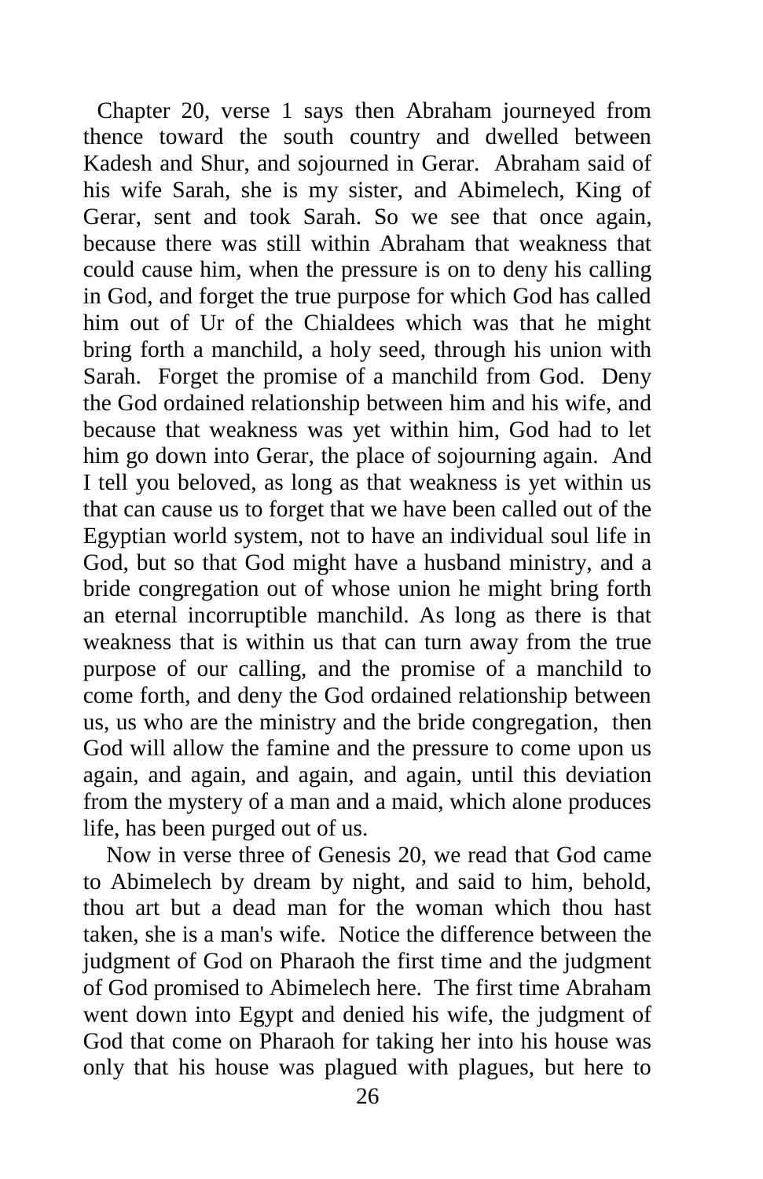Chapter 20, verse 1 says then Abraham journeyed from thence toward the south country and dwelled between Kadesh and Shur, and sojourned in Gerar. Abraham said of his wife Sarah, she is my sister, and Abimelech, King of Gerar, sent and took Sarah. So we see that once again, because there was still within Abraham that weakness that could cause him, when the pressure is on to deny his calling in God, and forget the true purpose for which God has called him out of Ur of the Chialdees which was that he might bring forth a manchild, a holy seed, through his union with Sarah. Forget the promise of a manchild from God. Deny the God ordained relationship between him and his wife, and because that weakness was yet within him, God had to let him go down into Gerar, the place of sojourning again. And I tell you beloved, as long as that weakness is yet within us that can cause us to forget that we have been called out of the Egyptian world system, not to have an individual soul life in God, but so that God might have a husband ministry, and a bride congregation out of whose union he might bring forth an eternal incorruptible manchild. As long as there is that weakness that is within us that can turn away from the true purpose of our calling, and the promise of a manchild to come forth, and deny the God ordained relationship between us, us who are the ministry and the bride congregation, then God will allow the famine and the pressure to come upon us again, and again, and again, and again, until this deviation from the mystery of a man and a maid, which alone produces life, has been purged out of us.

Now in verse three of Genesis 20, we read that God came to Abimelech by dream by night, and said to him, behold, thou art but a dead man for the woman which thou hast taken, she is a man's wife. Notice the difference between the judgment of God on Pharaoh the first time and the judgment of God promised to Abimelech here. The first time Abraham went down into Egypt and denied his wife, the judgment of God that come on Pharaoh for taking her into his house was only that his house was plagued with plagues, but here to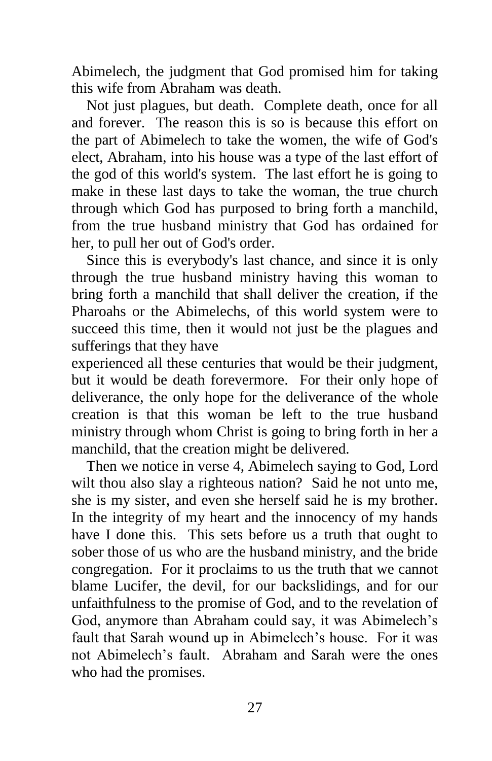Abimelech, the judgment that God promised him for taking this wife from Abraham was death.

Not just plagues, but death. Complete death, once for all and forever. The reason this is so is because this effort on the part of Abimelech to take the women, the wife of God's elect, Abraham, into his house was a type of the last effort of the god of this world's system. The last effort he is going to make in these last days to take the woman, the true church through which God has purposed to bring forth a manchild, from the true husband ministry that God has ordained for her, to pull her out of God's order.

Since this is everybody's last chance, and since it is only through the true husband ministry having this woman to bring forth a manchild that shall deliver the creation, if the Pharoahs or the Abimelechs, of this world system were to succeed this time, then it would not just be the plagues and sufferings that they have experienced all these centuries that would be their judgment, but it would be death forevermore. For their only hope of deliverance, the only hope for the deliverance of the whole creation is that this woman be left to the true husband ministry through whom Christ is going to bring forth in her a manchild, that the creation might be delivered.

Then we notice in verse 4, Abimelech saying to God, Lord wilt thou also slay a righteous nation? Said he not unto me, she is my sister, and even she herself said he is my brother. In the integrity of my heart and the innocency of my hands have I done this. This sets before us a truth that ought to sober those of us who are the husband ministry, and the bride congregation. For it proclaims to us the truth that we cannot blame Lucifer, the devil, for our backslidings, and for our unfaithfulness to the promise of God, and to the revelation of God, anymore than Abraham could say, it was Abimelech's fault that Sarah wound up in Abimelech's house. For it was not Abimelech's fault. Abraham and Sarah were the ones who had the promises.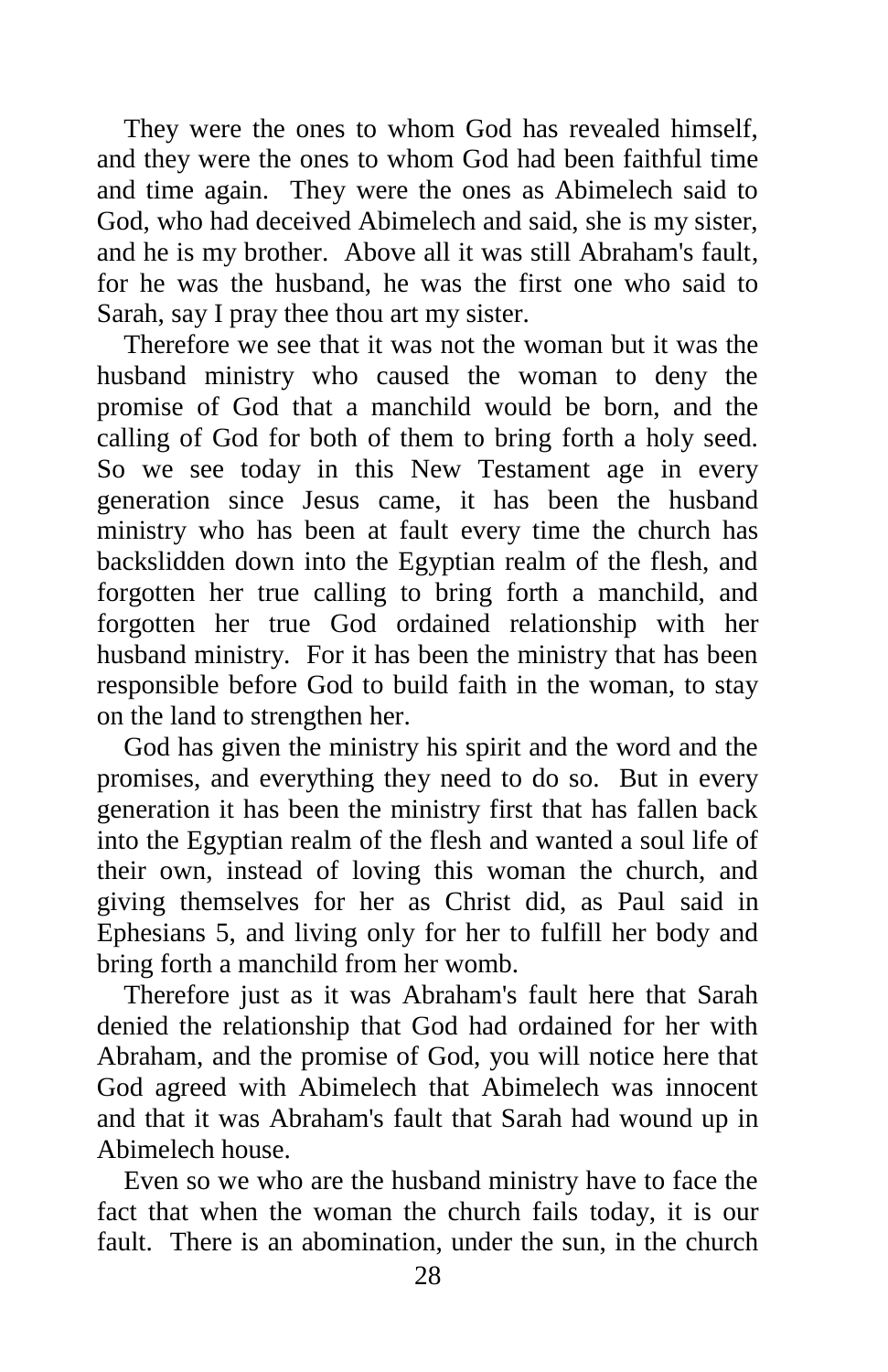They were the ones to whom God has revealed himself, and they were the ones to whom God had been faithful time and time again. They were the ones as Abimelech said to God, who had deceived Abimelech and said, she is my sister, and he is my brother. Above all it was still Abraham's fault, for he was the husband, he was the first one who said to Sarah, say I pray thee thou art my sister.

Therefore we see that it was not the woman but it was the husband ministry who caused the woman to deny the promise of God that a manchild would be born, and the calling of God for both of them to bring forth a holy seed. So we see today in this New Testament age in every generation since Jesus came, it has been the husband ministry who has been at fault every time the church has backslidden down into the Egyptian realm of the flesh, and forgotten her true calling to bring forth a manchild, and forgotten her true God ordained relationship with her husband ministry. For it has been the ministry that has been responsible before God to build faith in the woman, to stay on the land to strengthen her.

God has given the ministry his spirit and the word and the promises, and everything they need to do so. But in every generation it has been the ministry first that has fallen back into the Egyptian realm of the flesh and wanted a soul life of their own, instead of loving this woman the church, and giving themselves for her as Christ did, as Paul said in Ephesians 5, and living only for her to fulfill her body and bring forth a manchild from her womb.

Therefore just as it was Abraham's fault here that Sarah denied the relationship that God had ordained for her with Abraham, and the promise of God, you will notice here that God agreed with Abimelech that Abimelech was innocent and that it was Abraham's fault that Sarah had wound up in Abimelech house.

Even so we who are the husband ministry have to face the fact that when the woman the church fails today, it is our fault. There is an abomination, under the sun, in the church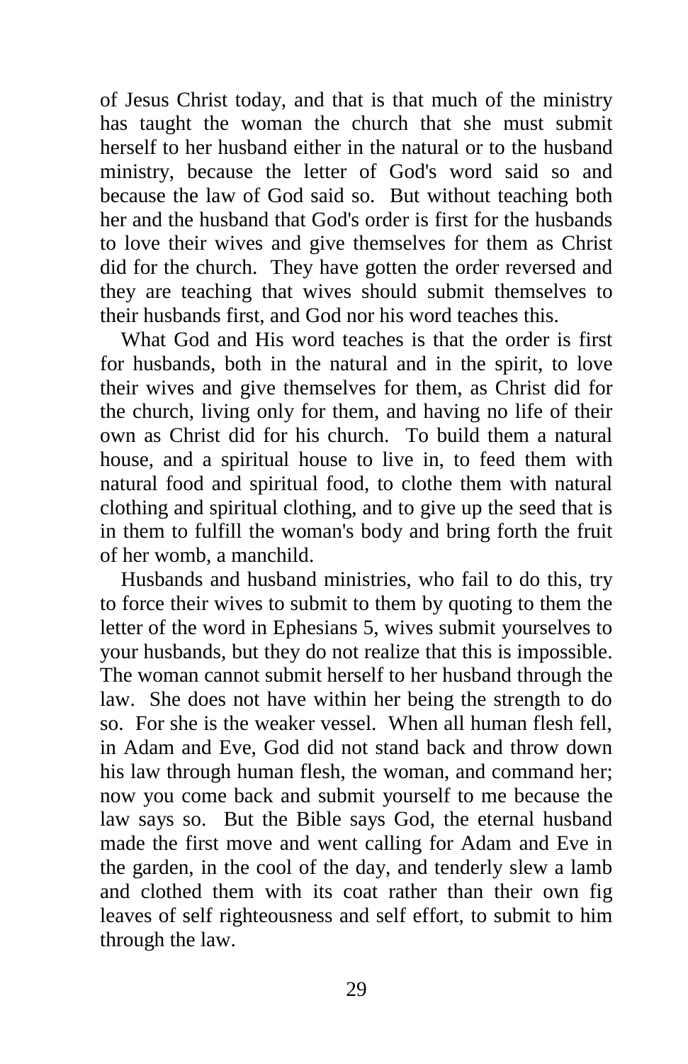of Jesus Christ today, and that is that much of the ministry has taught the woman the church that she must submit herself to her husband either in the natural or to the husband ministry, because the letter of God's word said so and because the law of God said so. But without teaching both her and the husband that God's order is first for the husbands to love their wives and give themselves for them as Christ did for the church. They have gotten the order reversed and they are teaching that wives should submit themselves to their husbands first, and God nor his word teaches this.

What God and His word teaches is that the order is first for husbands, both in the natural and in the spirit, to love their wives and give themselves for them, as Christ did for the church, living only for them, and having no life of their own as Christ did for his church. To build them a natural house, and a spiritual house to live in, to feed them with natural food and spiritual food, to clothe them with natural clothing and spiritual clothing, and to give up the seed that is in them to fulfill the woman's body and bring forth the fruit of her womb, a manchild.

Husbands and husband ministries, who fail to do this, try to force their wives to submit to them by quoting to them the letter of the word in Ephesians 5, wives submit yourselves to your husbands, but they do not realize that this is impossible. The woman cannot submit herself to her husband through the law. She does not have within her being the strength to do so. For she is the weaker vessel. When all human flesh fell, in Adam and Eve, God did not stand back and throw down his law through human flesh, the woman, and command her; now you come back and submit yourself to me because the law says so. But the Bible says God, the eternal husband made the first move and went calling for Adam and Eve in the garden, in the cool of the day, and tenderly slew a lamb and clothed them with its coat rather than their own fig leaves of self righteousness and self effort, to submit to him through the law.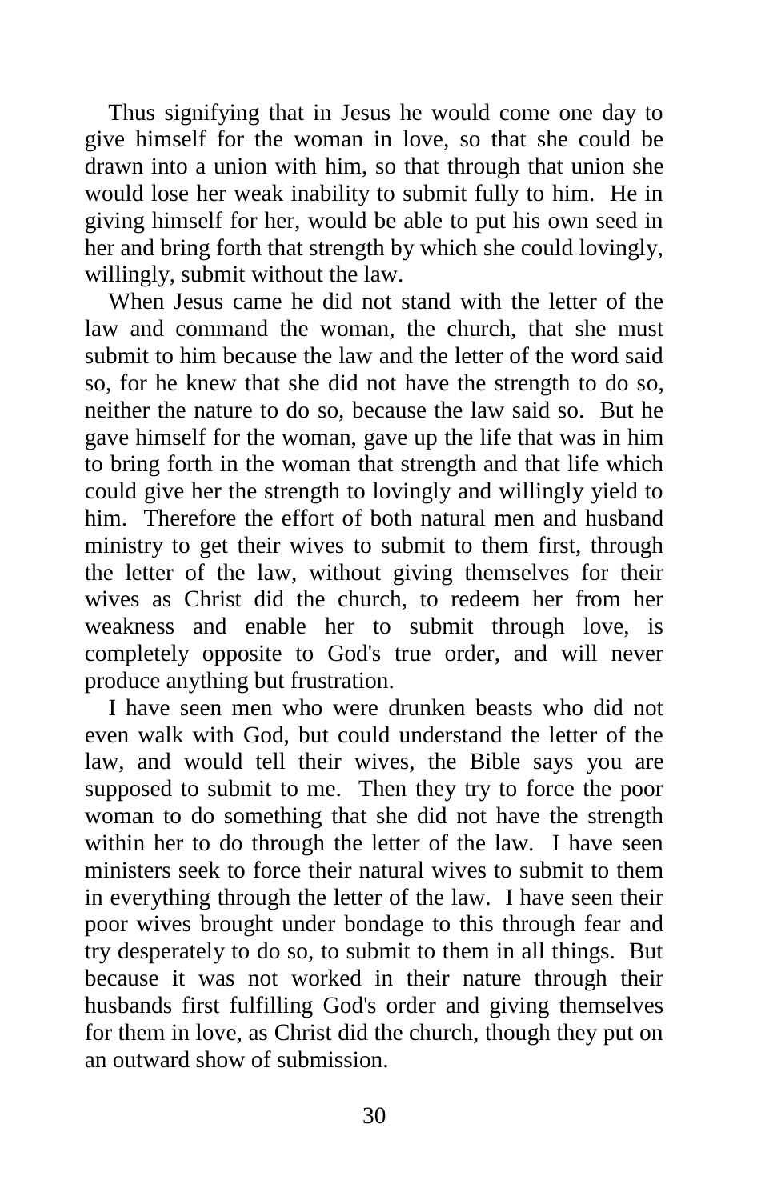Thus signifying that in Jesus he would come one day to give himself for the woman in love, so that she could be drawn into a union with him, so that through that union she would lose her weak inability to submit fully to him. He in giving himself for her, would be able to put his own seed in her and bring forth that strength by which she could lovingly, willingly, submit without the law.

When Jesus came he did not stand with the letter of the law and command the woman, the church, that she must submit to him because the law and the letter of the word said so, for he knew that she did not have the strength to do so, neither the nature to do so, because the law said so. But he gave himself for the woman, gave up the life that was in him to bring forth in the woman that strength and that life which could give her the strength to lovingly and willingly yield to him. Therefore the effort of both natural men and husband ministry to get their wives to submit to them first, through the letter of the law, without giving themselves for their wives as Christ did the church, to redeem her from her weakness and enable her to submit through love, is completely opposite to God's true order, and will never produce anything but frustration.

I have seen men who were drunken beasts who did not even walk with God, but could understand the letter of the law, and would tell their wives, the Bible says you are supposed to submit to me. Then they try to force the poor woman to do something that she did not have the strength within her to do through the letter of the law. I have seen ministers seek to force their natural wives to submit to them in everything through the letter of the law. I have seen their poor wives brought under bondage to this through fear and try desperately to do so, to submit to them in all things. But because it was not worked in their nature through their husbands first fulfilling God's order and giving themselves for them in love, as Christ did the church, though they put on an outward show of submission.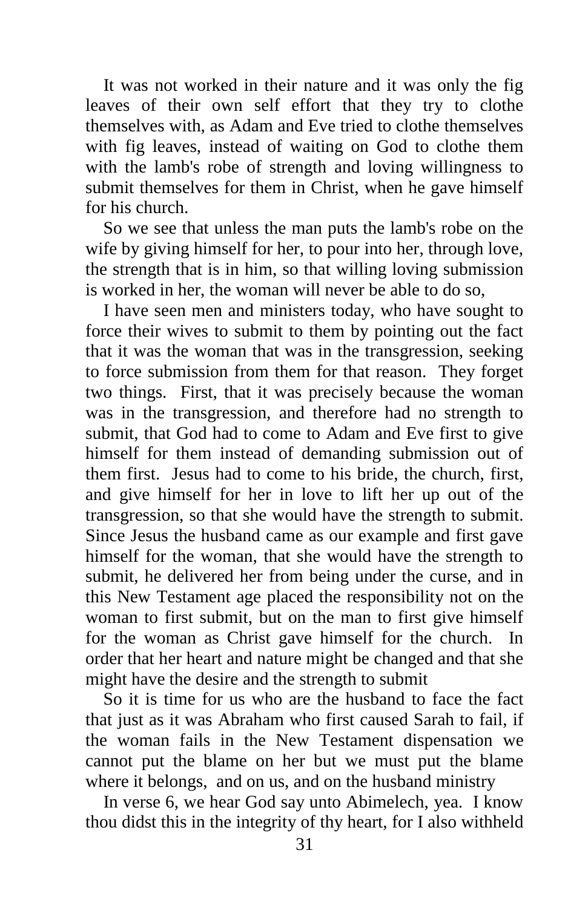It was not worked in their nature and it was only the fig leaves of their own self effort that they try to clothe themselves with, as Adam and Eve tried to clothe themselves with fig leaves, instead of waiting on God to clothe them with the lamb's robe of strength and loving willingness to submit themselves for them in Christ, when he gave himself for his church.

So we see that unless the man puts the lamb's robe on the wife by giving himself for her, to pour into her, through love, the strength that is in him, so that willing loving submission is worked in her, the woman will never be able to do so,

I have seen men and ministers today, who have sought to force their wives to submit to them by pointing out the fact that it was the woman that was in the transgression, seeking to force submission from them for that reason. They forget two things. First, that it was precisely because the woman was in the transgression, and therefore had no strength to submit, that God had to come to Adam and Eve first to give himself for them instead of demanding submission out of them first. Jesus had to come to his bride, the church, first, and give himself for her in love to lift her up out of the transgression, so that she would have the strength to submit. Since Jesus the husband came as our example and first gave himself for the woman, that she would have the strength to submit, he delivered her from being under the curse, and in this New Testament age placed the responsibility not on the woman to first submit, but on the man to first give himself for the woman as Christ gave himself for the church. In order that her heart and nature might be changed and that she might have the desire and the strength to submit

So it is time for us who are the husband to face the fact that just as it was Abraham who first caused Sarah to fail, if the woman fails in the New Testament dispensation we cannot put the blame on her but we must put the blame where it belongs, and on us, and on the husband ministry

In verse 6, we hear God say unto Abimelech, yea. I know thou didst this in the integrity of thy heart, for I also withheld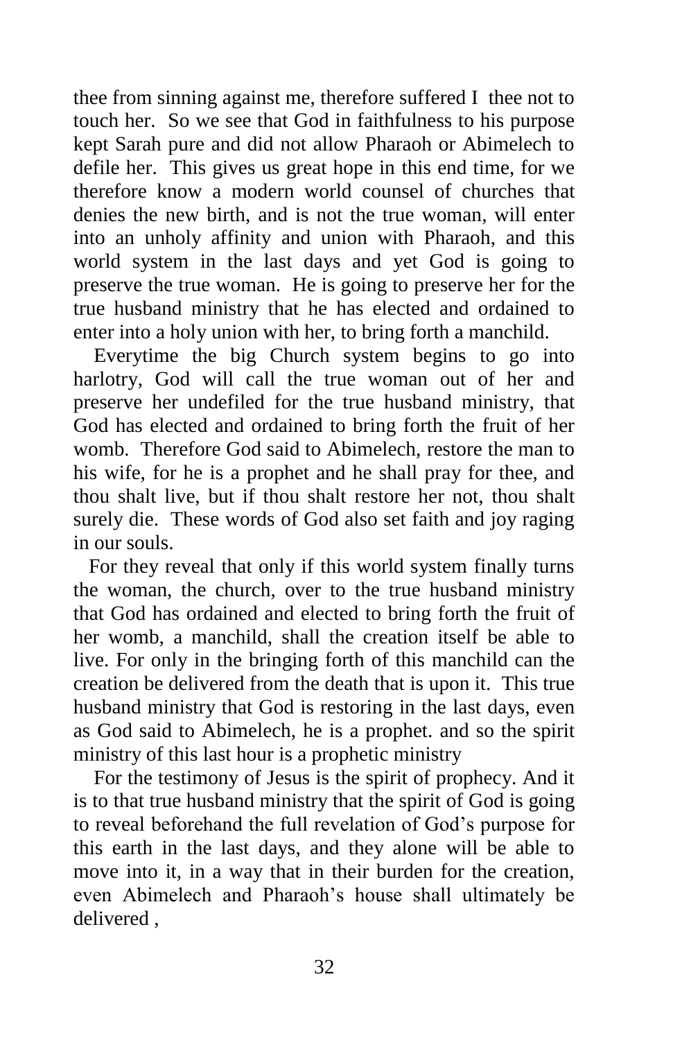thee from sinning against me, therefore suffered I thee not to touch her. So we see that God in faithfulness to his purpose kept Sarah pure and did not allow Pharaoh or Abimelech to defile her. This gives us great hope in this end time, for we therefore know a modern world counsel of churches that denies the new birth, and is not the true woman, will enter into an unholy affinity and union with Pharaoh, and this world system in the last days and yet God is going to preserve the true woman. He is going to preserve her for the true husband ministry that he has elected and ordained to enter into a holy union with her, to bring forth a manchild.

Everytime the big Church system begins to go into harlotry, God will call the true woman out of her and preserve her undefiled for the true husband ministry, that God has elected and ordained to bring forth the fruit of her womb. Therefore God said to Abimelech, restore the man to his wife, for he is a prophet and he shall pray for thee, and thou shalt live, but if thou shalt restore her not, thou shalt surely die. These words of God also set faith and joy raging in our souls.

For they reveal that only if this world system finally turns the woman, the church, over to the true husband ministry that God has ordained and elected to bring forth the fruit of her womb, a manchild, shall the creation itself be able to live. For only in the bringing forth of this manchild can the creation be delivered from the death that is upon it. This true husband ministry that God is restoring in the last days, even as God said to Abimelech, he is a prophet. and so the spirit ministry of this last hour is a prophetic ministry

For the testimony of Jesus is the spirit of prophecy. And it is to that true husband ministry that the spirit of God is going to reveal beforehand the full revelation of God's purpose for this earth in the last days, and they alone will be able to move into it, in a way that in their burden for the creation, even Abimelech and Pharaoh's house shall ultimately be delivered ,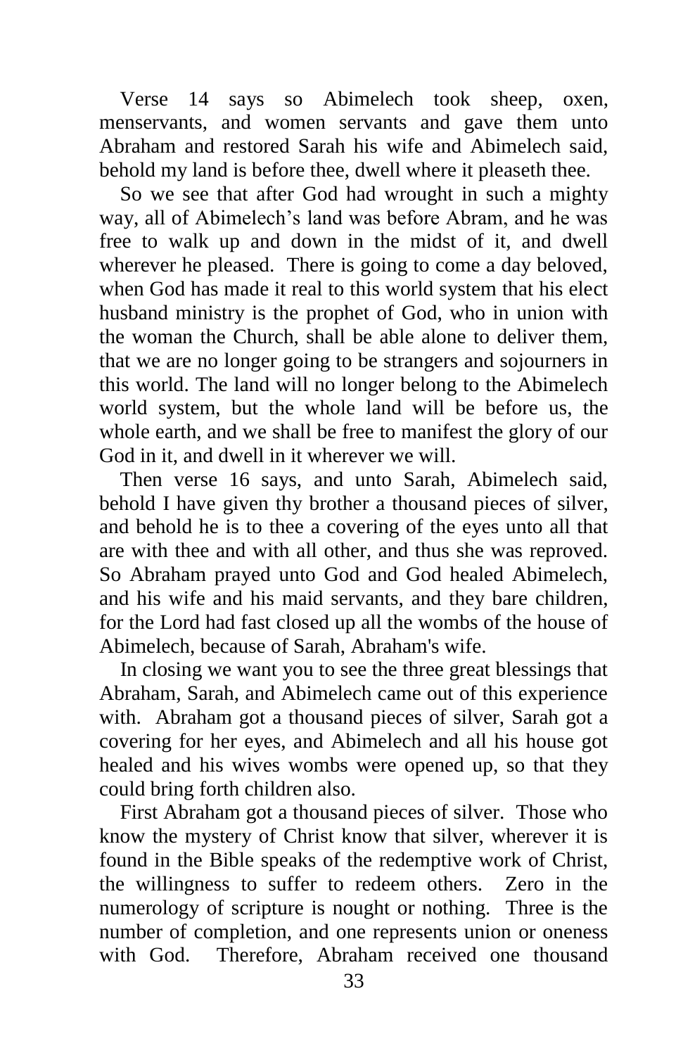Verse 14 says so Abimelech took sheep, oxen, menservants, and women servants and gave them unto Abraham and restored Sarah his wife and Abimelech said, behold my land is before thee, dwell where it pleaseth thee.

So we see that after God had wrought in such a mighty way, all of Abimelech's land was before Abram, and he was free to walk up and down in the midst of it, and dwell wherever he pleased. There is going to come a day beloved, when God has made it real to this world system that his elect husband ministry is the prophet of God, who in union with the woman the Church, shall be able alone to deliver them, that we are no longer going to be strangers and sojourners in this world. The land will no longer belong to the Abimelech world system, but the whole land will be before us, the whole earth, and we shall be free to manifest the glory of our God in it, and dwell in it wherever we will.

Then verse 16 says, and unto Sarah, Abimelech said, behold I have given thy brother a thousand pieces of silver, and behold he is to thee a covering of the eyes unto all that are with thee and with all other, and thus she was reproved. So Abraham prayed unto God and God healed Abimelech, and his wife and his maid servants, and they bare children, for the Lord had fast closed up all the wombs of the house of Abimelech, because of Sarah, Abraham's wife.

In closing we want you to see the three great blessings that Abraham, Sarah, and Abimelech came out of this experience with. Abraham got a thousand pieces of silver, Sarah got a covering for her eyes, and Abimelech and all his house got healed and his wives wombs were opened up, so that they could bring forth children also.

First Abraham got a thousand pieces of silver. Those who know the mystery of Christ know that silver, wherever it is found in the Bible speaks of the redemptive work of Christ, the willingness to suffer to redeem others. Zero in the numerology of scripture is nought or nothing. Three is the number of completion, and one represents union or oneness with God. Therefore, Abraham received one thousand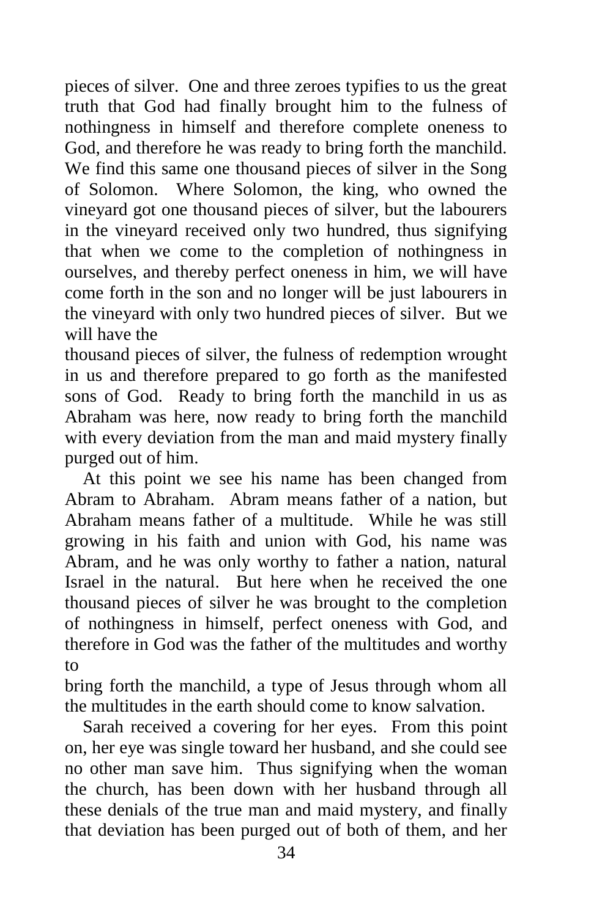pieces of silver. One and three zeroes typifies to us the great truth that God had finally brought him to the fulness of nothingness in himself and therefore complete oneness to God, and therefore he was ready to bring forth the manchild. We find this same one thousand pieces of silver in the Song of Solomon. Where Solomon, the king, who owned the vineyard got one thousand pieces of silver, but the labourers in the vineyard received only two hundred, thus signifying that when we come to the completion of nothingness in ourselves, and thereby perfect oneness in him, we will have come forth in the son and no longer will be just labourers in the vineyard with only two hundred pieces of silver. But we will have the thousand pieces of silver, the fulness of redemption wrought in us and therefore prepared to go forth as the manifested sons of God. Ready to bring forth the manchild in us as Abraham was here, now ready to bring forth the manchild with every deviation from the man and maid mystery finally purged out of him.

At this point we see his name has been changed from Abram to Abraham. Abram means father of a nation, but Abraham means father of a multitude. While he was still growing in his faith and union with God, his name was Abram, and he was only worthy to father a nation, natural Israel in the natural. But here when he received the one thousand pieces of silver he was brought to the completion of nothingness in himself, perfect oneness with God, and therefore in God was the father of the multitudes and worthy to bring forth the manchild, a type of Jesus through whom all the multitudes in the earth should come to know salvation.

Sarah received a covering for her eyes. From this point on, her eye was single toward her husband, and she could see no other man save him. Thus signifying when the woman the church, has been down with her husband through all these denials of the true man and maid mystery, and finally that deviation has been purged out of both of them, and her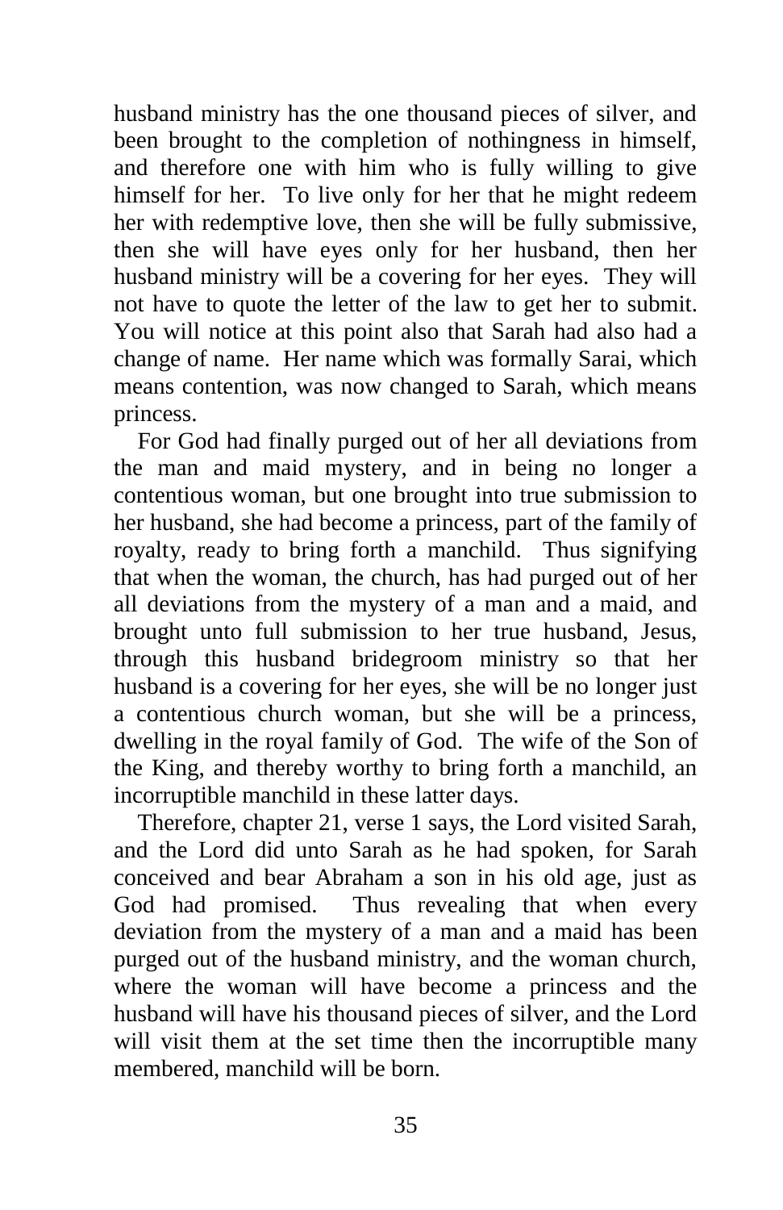husband ministry has the one thousand pieces of silver, and been brought to the completion of nothingness in himself, and therefore one with him who is fully willing to give himself for her. To live only for her that he might redeem her with redemptive love, then she will be fully submissive, then she will have eyes only for her husband, then her husband ministry will be a covering for her eyes. They will not have to quote the letter of the law to get her to submit. You will notice at this point also that Sarah had also had a change of name. Her name which was formally Sarai, which means contention, was now changed to Sarah, which means princess.

For God had finally purged out of her all deviations from the man and maid mystery, and in being no longer a contentious woman, but one brought into true submission to her husband, she had become a princess, part of the family of royalty, ready to bring forth a manchild. Thus signifying that when the woman, the church, has had purged out of her all deviations from the mystery of a man and a maid, and brought unto full submission to her true husband, Jesus, through this husband bridegroom ministry so that her husband is a covering for her eyes, she will be no longer just a contentious church woman, but she will be a princess, dwelling in the royal family of God. The wife of the Son of the King, and thereby worthy to bring forth a manchild, an incorruptible manchild in these latter days.

Therefore, chapter 21, verse 1 says, the Lord visited Sarah, and the Lord did unto Sarah as he had spoken, for Sarah conceived and bear Abraham a son in his old age, just as God had promised. Thus revealing that when every deviation from the mystery of a man and a maid has been purged out of the husband ministry, and the woman church, where the woman will have become a princess and the husband will have his thousand pieces of silver, and the Lord will visit them at the set time then the incorruptible many membered, manchild will be born.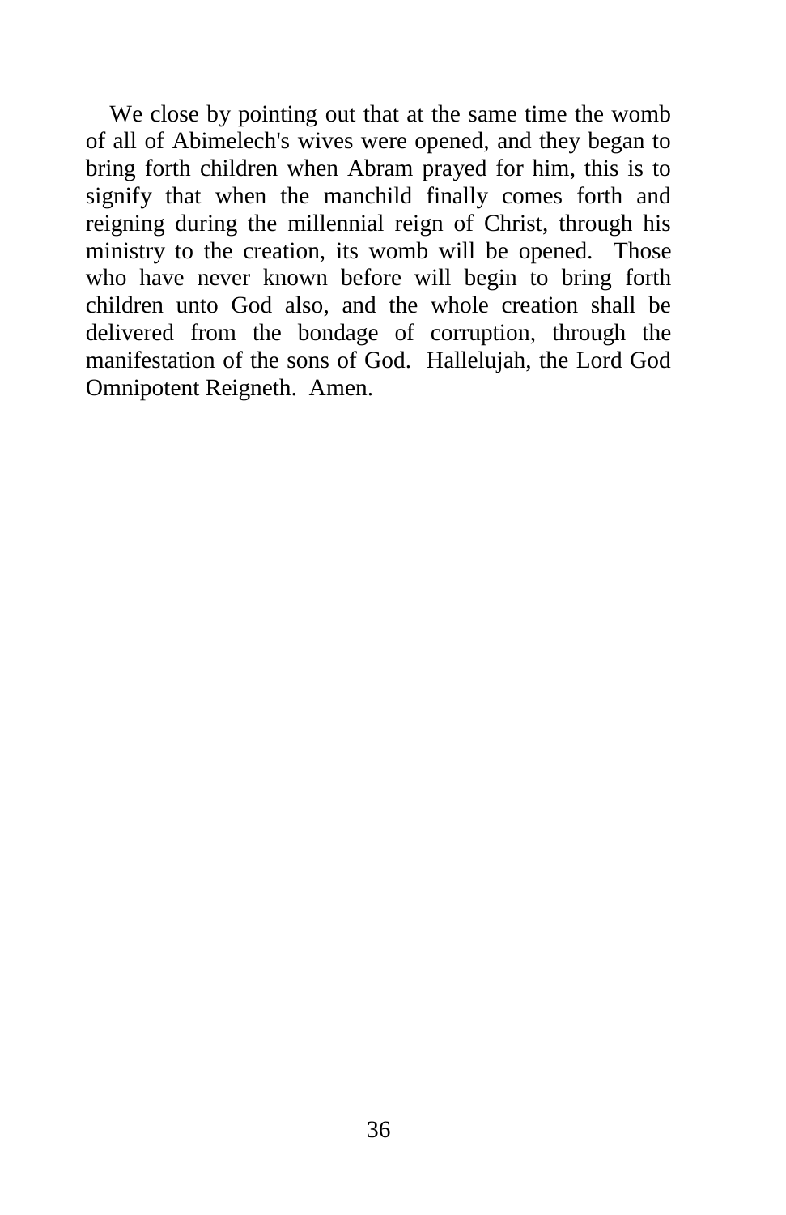We close by pointing out that at the same time the womb of all of Abimelech's wives were opened, and they began to bring forth children when Abram prayed for him, this is to signify that when the manchild finally comes forth and reigning during the millennial reign of Christ, through his ministry to the creation, its womb will be opened. Those who have never known before will begin to bring forth children unto God also, and the whole creation shall be delivered from the bondage of corruption, through the manifestation of the sons of God. Hallelujah, the Lord God Omnipotent Reigneth. Amen.